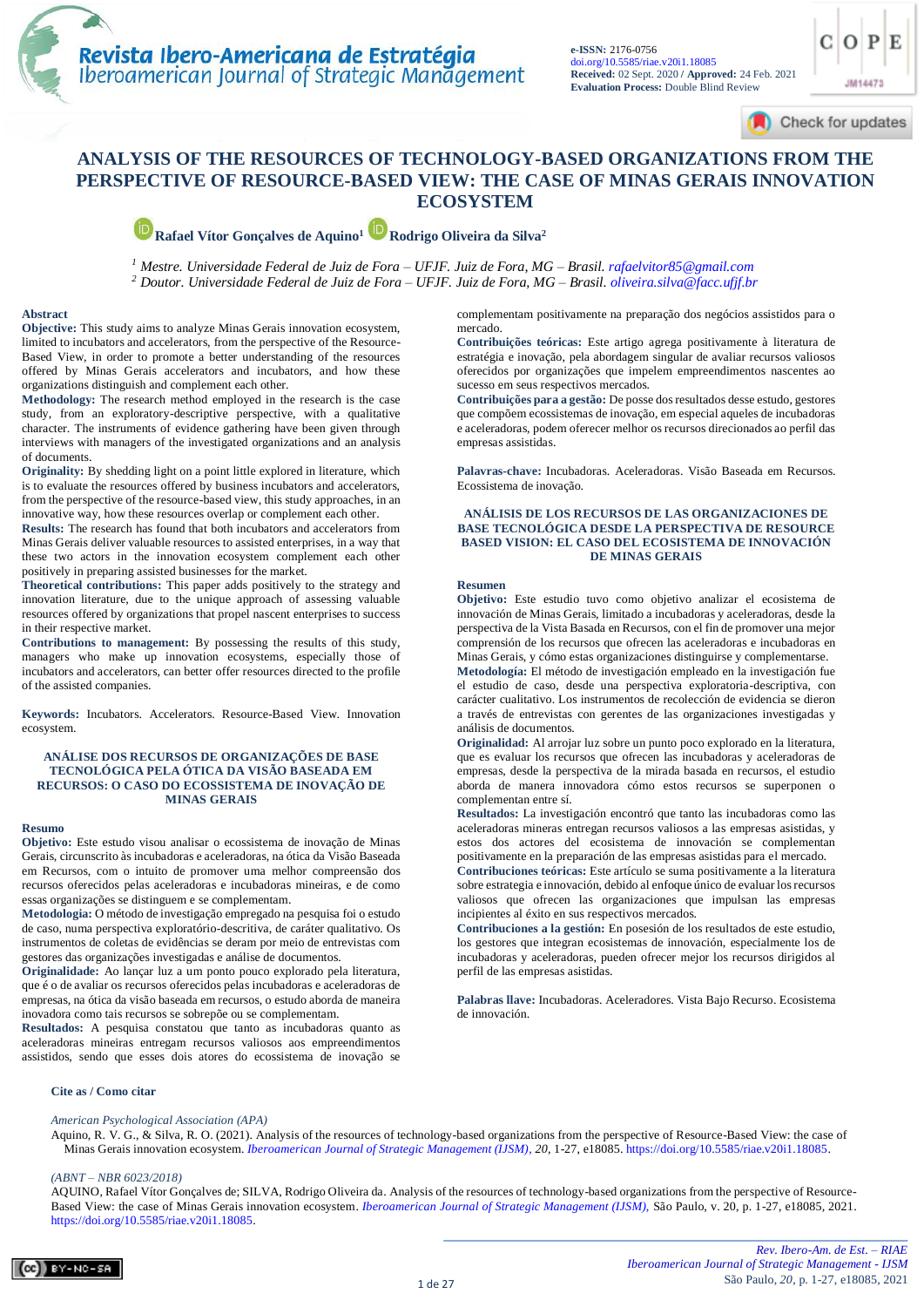e-ISSN: 2176-0756
doi.org/10.5585/riae.v20i1.18085
**Received:** 02 Sept. 2020 / **Approved:** 24 Feb. 2021
**Evaluation Process:** Double Blind Review

# ANALYSIS OF THE RESOURCES OF TECHNOLOGY-BASED ORGANIZATIONS FROM THE PERSPECTIVE OF RESOURCE-BASED VIEW: THE CASE OF MINAS GERAIS INNOVATION ECOSYSTEM

**Rafael Vítor Gonçalves de Aquino**[1] **Rodrigo Oliveira da Silva**[2]

[1] *Mestre. Universidade Federal de Juiz de Fora – UFJF. Juiz de Fora, MG – Brasil.* rafaelvitor85@gmail.com
[2] *Doutor. Universidade Federal de Juiz de Fora – UFJF. Juiz de Fora, MG – Brasil.* oliveira.silva@facc.ufjf.br

**Abstract**

**Objective:** This study aims to analyze Minas Gerais innovation ecosystem, limited to incubators and accelerators, from the perspective of the Resource-Based View, in order to promote a better understanding of the resources offered by Minas Gerais accelerators and incubators, and how these organizations distinguish and complement each other.
**Methodology:** The research method employed in the research is the case study, from an exploratory-descriptive perspective, with a qualitative character. The instruments of evidence gathering have been given through interviews with managers of the investigated organizations and an analysis of documents.
**Originality:** By shedding light on a point little explored in literature, which is to evaluate the resources offered by business incubators and accelerators, from the perspective of the resource-based view, this study approaches, in an innovative way, how these resources overlap or complement each other.
**Results:** The research has found that both incubators and accelerators from Minas Gerais deliver valuable resources to assisted enterprises, in a way that these two actors in the innovation ecosystem complement each other positively in preparing assisted businesses for the market.
**Theoretical contributions:** This paper adds positively to the strategy and innovation literature, due to the unique approach of assessing valuable resources offered by organizations that propel nascent enterprises to success in their respective market.
**Contributions to management:** By possessing the results of this study, managers who make up innovation ecosystems, especially those of incubators and accelerators, can better offer resources directed to the profile of the assisted companies.

**Keywords:** Incubators. Accelerators. Resource-Based View. Innovation ecosystem.

## ANÁLISE DOS RECURSOS DE ORGANIZAÇÕES DE BASE TECNOLÓGICA PELA ÓTICA DA VISÃO BASEADA EM RECURSOS: O CASO DO ECOSSISTEMA DE INOVAÇÃO DE MINAS GERAIS

**Resumo**

**Objetivo:** Este estudo visou analisar o ecossistema de inovação de Minas Gerais, circunscrito às incubadoras e aceleradoras, na ótica da Visão Baseada em Recursos, com o intuito de promover uma melhor compreensão dos recursos oferecidos pelas aceleradoras e incubadoras mineiras, e de como essas organizações se distinguem e se complementam.
**Metodologia:** O método de investigação empregado na pesquisa foi o estudo de caso, numa perspectiva exploratório-descritiva, de caráter qualitativo. Os instrumentos de coletas de evidências se deram por meio de entrevistas com gestores das organizações investigadas e análise de documentos.
**Originalidade:** Ao lançar luz a um ponto pouco explorado pela literatura, que é o de avaliar os recursos oferecidos pelas incubadoras e aceleradoras de empresas, na ótica da visão baseada em recursos, o estudo aborda de maneira inovadora como tais recursos se sobrepõe ou se complementam.
**Resultados:** A pesquisa constatou que tanto as incubadoras quanto as aceleradoras mineiras entregam recursos valiosos aos empreendimentos assistidos, sendo que esses dois atores do ecossistema de inovação se complementam positivamente na preparação dos negócios assistidos para o mercado.
**Contribuições teóricas:** Este artigo agrega positivamente à literatura de estratégia e inovação, pela abordagem singular de avaliar recursos valiosos oferecidos por organizações que impelem empreendimentos nascentes ao sucesso em seus respectivos mercados.
**Contribuições para a gestão:** De posse dos resultados desse estudo, gestores que compõem ecossistemas de inovação, em especial aqueles de incubadoras e aceleradoras, podem oferecer melhor os recursos direcionados ao perfil das empresas assistidas.

**Palavras-chave:** Incubadoras. Aceleradoras. Visão Baseada em Recursos. Ecossistema de inovação.

## ANÁLISIS DE LOS RECURSOS DE LAS ORGANIZACIONES DE BASE TECNOLÓGICA DESDE LA PERSPECTIVA DE RESOURCE BASED VISION: EL CASO DEL ECOSISTEMA DE INNOVACIÓN DE MINAS GERAIS

**Resumen**

**Objetivo:** Este estudio tuvo como objetivo analizar el ecosistema de innovación de Minas Gerais, limitado a incubadoras y aceleradoras, desde la perspectiva de la Vista Basada en Recursos, con el fin de promover una mejor comprensión de los recursos que ofrecen las aceleradoras e incubadoras en Minas Gerais, y cómo estas organizaciones distinguirse y complementarse.
**Metodología:** El método de investigación empleado en la investigación fue el estudio de caso, desde una perspectiva exploratoria-descriptiva, con carácter cualitativo. Los instrumentos de recolección de evidencia se dieron a través de entrevistas con gerentes de las organizaciones investigadas y análisis de documentos.
**Originalidad:** Al arrojar luz sobre un punto poco explorado en la literatura, que es evaluar los recursos que ofrecen las incubadoras y aceleradoras de empresas, desde la perspectiva de la mirada basada en recursos, el estudio aborda de manera innovadora cómo estos recursos se superponen o complementan entre sí.
**Resultados:** La investigación encontró que tanto las incubadoras como las aceleradoras mineras entregan recursos valiosos a las empresas asistidas, y estos dos actores del ecosistema de innovación se complementan positivamente en la preparación de las empresas asistidas para el mercado.
**Contribuciones teóricas:** Este artículo se suma positivamente a la literatura sobre estrategia e innovación, debido al enfoque único de evaluar los recursos valiosos que ofrecen las organizaciones que impulsan las empresas incipientes al éxito en sus respectivos mercados.
**Contribuciones a la gestión:** En posesión de los resultados de este estudio, los gestores que integran ecosistemas de innovación, especialmente los de incubadoras y aceleradoras, pueden ofrecer mejor los recursos dirigidos al perfil de las empresas asistidas.

**Palabras llave:** Incubadoras. Aceleradores. Vista Bajo Recurso. Ecosistema de innovación.

**Cite as / Como citar**

*American Psychological Association (APA)*
Aquino, R. V. G., & Silva, R. O. (2021). Analysis of the resources of technology-based organizations from the perspective of Resource-Based View: the case of Minas Gerais innovation ecosystem. *Iberoamerican Journal of Strategic Management (IJSM), 20*, 1-27, e18085. https://doi.org/10.5585/riae.v20i1.18085.

*(ABNT – NBR 6023/2018)*
AQUINO, Rafael Vítor Gonçalves de; SILVA, Rodrigo Oliveira da. Analysis of the resources of technology-based organizations from the perspective of Resource-Based View: the case of Minas Gerais innovation ecosystem. *Iberoamerican Journal of Strategic Management (IJSM),* São Paulo, v. 20, p. 1-27, e18085, 2021. https://doi.org/10.5585/riae.v20i1.18085.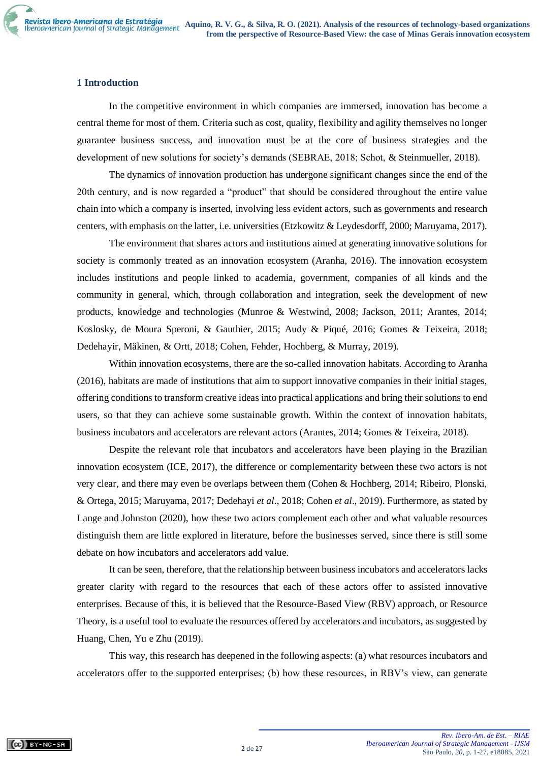## 1 Introduction

In the competitive environment in which companies are immersed, innovation has become a central theme for most of them. Criteria such as cost, quality, flexibility and agility themselves no longer guarantee business success, and innovation must be at the core of business strategies and the development of new solutions for society's demands (SEBRAE, 2018; Schot, & Steinmueller, 2018).

The dynamics of innovation production has undergone significant changes since the end of the 20th century, and is now regarded a "product" that should be considered throughout the entire value chain into which a company is inserted, involving less evident actors, such as governments and research centers, with emphasis on the latter, i.e. universities (Etzkowitz & Leydesdorff, 2000; Maruyama, 2017).

The environment that shares actors and institutions aimed at generating innovative solutions for society is commonly treated as an innovation ecosystem (Aranha, 2016). The innovation ecosystem includes institutions and people linked to academia, government, companies of all kinds and the community in general, which, through collaboration and integration, seek the development of new products, knowledge and technologies (Munroe & Westwind, 2008; Jackson, 2011; Arantes, 2014; Koslosky, de Moura Speroni, & Gauthier, 2015; Audy & Piqué, 2016; Gomes & Teixeira, 2018; Dedehayir, Mäkinen, & Ortt, 2018; Cohen, Fehder, Hochberg, & Murray, 2019).

Within innovation ecosystems, there are the so-called innovation habitats. According to Aranha (2016), habitats are made of institutions that aim to support innovative companies in their initial stages, offering conditions to transform creative ideas into practical applications and bring their solutions to end users, so that they can achieve some sustainable growth. Within the context of innovation habitats, business incubators and accelerators are relevant actors (Arantes, 2014; Gomes & Teixeira, 2018).

Despite the relevant role that incubators and accelerators have been playing in the Brazilian innovation ecosystem (ICE, 2017), the difference or complementarity between these two actors is not very clear, and there may even be overlaps between them (Cohen & Hochberg, 2014; Ribeiro, Plonski, & Ortega, 2015; Maruyama, 2017; Dedehayi *et al*., 2018; Cohen *et al*., 2019). Furthermore, as stated by Lange and Johnston (2020), how these two actors complement each other and what valuable resources distinguish them are little explored in literature, before the businesses served, since there is still some debate on how incubators and accelerators add value.

It can be seen, therefore, that the relationship between business incubators and accelerators lacks greater clarity with regard to the resources that each of these actors offer to assisted innovative enterprises. Because of this, it is believed that the Resource-Based View (RBV) approach, or Resource Theory, is a useful tool to evaluate the resources offered by accelerators and incubators, as suggested by Huang, Chen, Yu e Zhu (2019).

This way, this research has deepened in the following aspects: (a) what resources incubators and accelerators offer to the supported enterprises; (b) how these resources, in RBV's view, can generate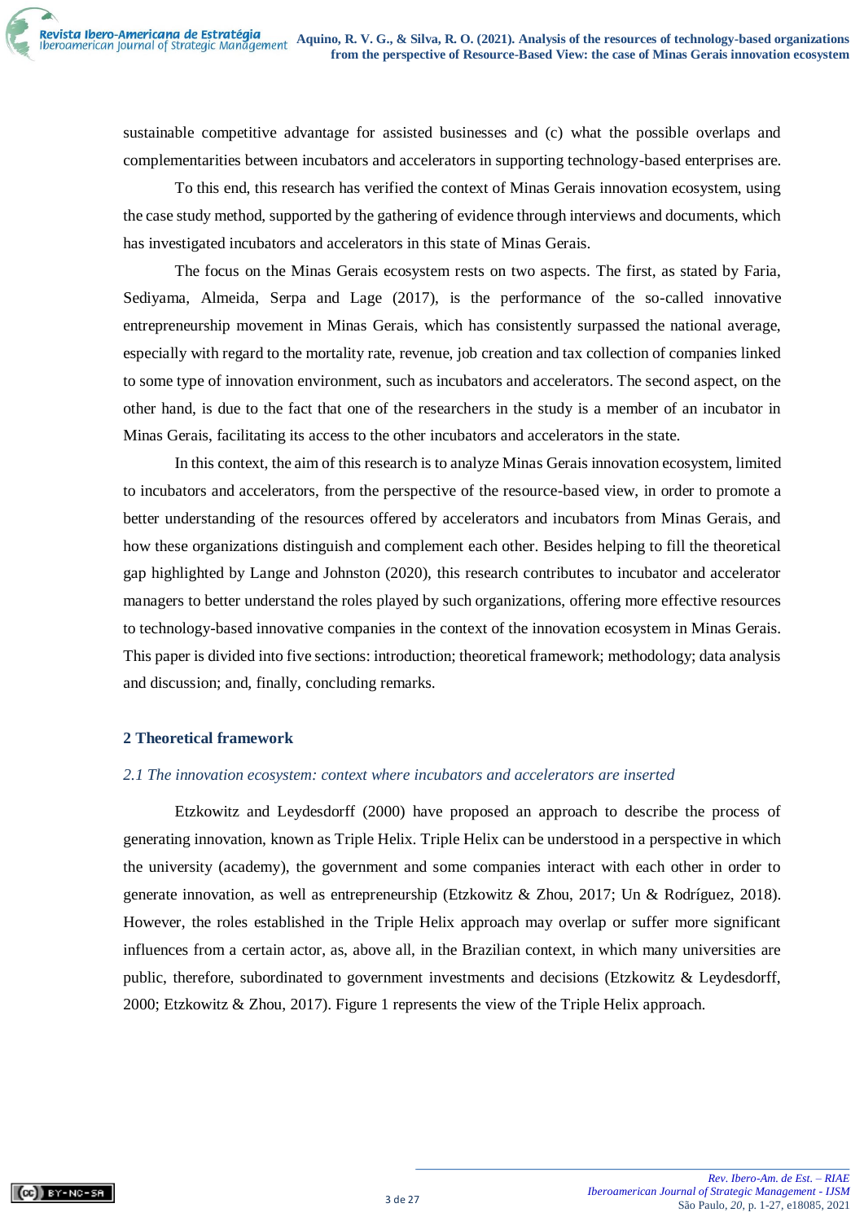sustainable competitive advantage for assisted businesses and (c) what the possible overlaps and complementarities between incubators and accelerators in supporting technology-based enterprises are.

To this end, this research has verified the context of Minas Gerais innovation ecosystem, using the case study method, supported by the gathering of evidence through interviews and documents, which has investigated incubators and accelerators in this state of Minas Gerais.

The focus on the Minas Gerais ecosystem rests on two aspects. The first, as stated by Faria, Sediyama, Almeida, Serpa and Lage (2017), is the performance of the so-called innovative entrepreneurship movement in Minas Gerais, which has consistently surpassed the national average, especially with regard to the mortality rate, revenue, job creation and tax collection of companies linked to some type of innovation environment, such as incubators and accelerators. The second aspect, on the other hand, is due to the fact that one of the researchers in the study is a member of an incubator in Minas Gerais, facilitating its access to the other incubators and accelerators in the state.

In this context, the aim of this research is to analyze Minas Gerais innovation ecosystem, limited to incubators and accelerators, from the perspective of the resource-based view, in order to promote a better understanding of the resources offered by accelerators and incubators from Minas Gerais, and how these organizations distinguish and complement each other. Besides helping to fill the theoretical gap highlighted by Lange and Johnston (2020), this research contributes to incubator and accelerator managers to better understand the roles played by such organizations, offering more effective resources to technology-based innovative companies in the context of the innovation ecosystem in Minas Gerais. This paper is divided into five sections: introduction; theoretical framework; methodology; data analysis and discussion; and, finally, concluding remarks.

## 2 Theoretical framework

### *2.1 The innovation ecosystem: context where incubators and accelerators are inserted*

Etzkowitz and Leydesdorff (2000) have proposed an approach to describe the process of generating innovation, known as Triple Helix. Triple Helix can be understood in a perspective in which the university (academy), the government and some companies interact with each other in order to generate innovation, as well as entrepreneurship (Etzkowitz & Zhou, 2017; Un & Rodríguez, 2018). However, the roles established in the Triple Helix approach may overlap or suffer more significant influences from a certain actor, as, above all, in the Brazilian context, in which many universities are public, therefore, subordinated to government investments and decisions (Etzkowitz & Leydesdorff, 2000; Etzkowitz & Zhou, 2017). Figure 1 represents the view of the Triple Helix approach.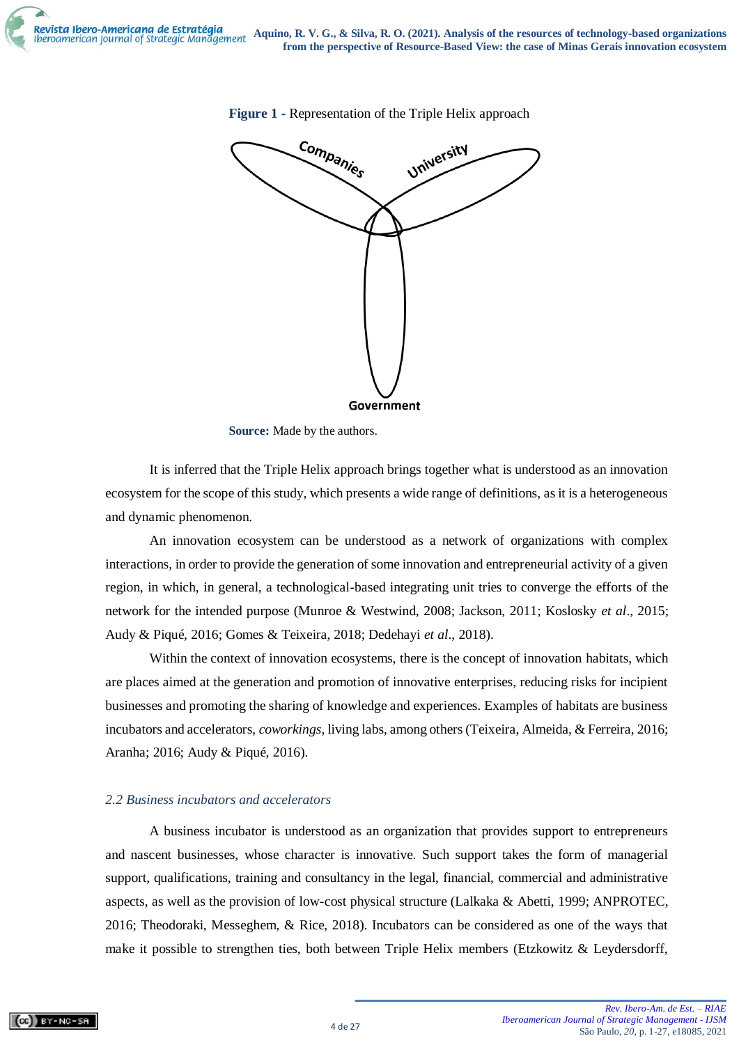**Figure 1** - Representation of the Triple Helix approach

Companies

University

Government

**Source:** Made by the authors.

It is inferred that the Triple Helix approach brings together what is understood as an innovation ecosystem for the scope of this study, which presents a wide range of definitions, as it is a heterogeneous and dynamic phenomenon.

An innovation ecosystem can be understood as a network of organizations with complex interactions, in order to provide the generation of some innovation and entrepreneurial activity of a given region, in which, in general, a technological-based integrating unit tries to converge the efforts of the network for the intended purpose (Munroe & Westwind, 2008; Jackson, 2011; Koslosky *et al*., 2015; Audy & Piqué, 2016; Gomes & Teixeira, 2018; Dedehayi *et al*., 2018).

Within the context of innovation ecosystems, there is the concept of innovation habitats, which are places aimed at the generation and promotion of innovative enterprises, reducing risks for incipient businesses and promoting the sharing of knowledge and experiences. Examples of habitats are business incubators and accelerators, *coworkings*, living labs, among others (Teixeira, Almeida, & Ferreira, 2016; Aranha; 2016; Audy & Piqué, 2016).

### *2.2 Business incubators and accelerators*

A business incubator is understood as an organization that provides support to entrepreneurs and nascent businesses, whose character is innovative. Such support takes the form of managerial support, qualifications, training and consultancy in the legal, financial, commercial and administrative aspects, as well as the provision of low-cost physical structure (Lalkaka & Abetti, 1999; ANPROTEC, 2016; Theodoraki, Messeghem, & Rice, 2018). Incubators can be considered as one of the ways that make it possible to strengthen ties, both between Triple Helix members (Etzkowitz & Leydersdorff,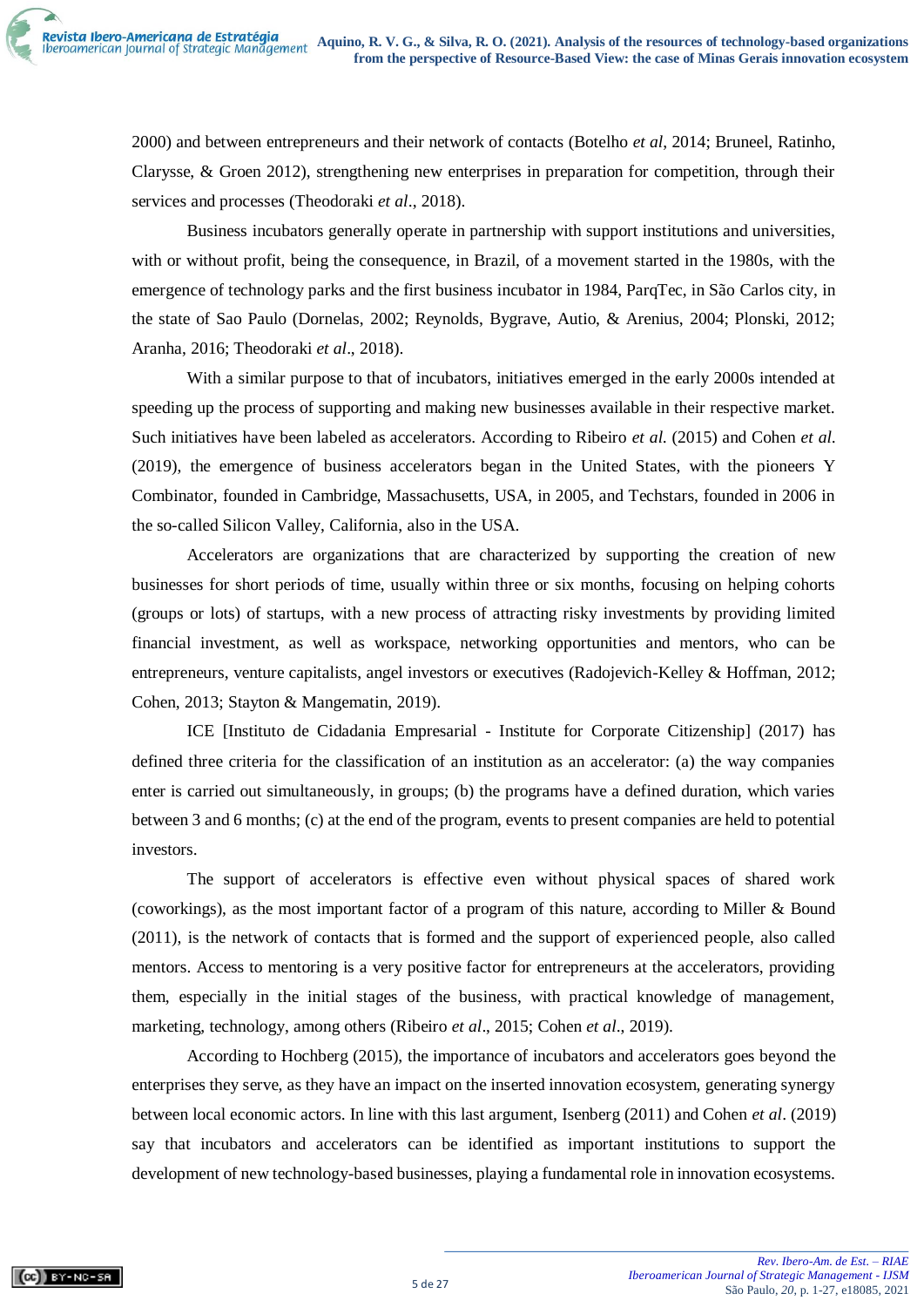2000) and between entrepreneurs and their network of contacts (Botelho *et al*, 2014; Bruneel, Ratinho, Clarysse, & Groen 2012), strengthening new enterprises in preparation for competition, through their services and processes (Theodoraki *et al*., 2018).

Business incubators generally operate in partnership with support institutions and universities, with or without profit, being the consequence, in Brazil, of a movement started in the 1980s, with the emergence of technology parks and the first business incubator in 1984, ParqTec, in São Carlos city, in the state of Sao Paulo (Dornelas, 2002; Reynolds, Bygrave, Autio, & Arenius, 2004; Plonski, 2012; Aranha, 2016; Theodoraki *et al*., 2018).

With a similar purpose to that of incubators, initiatives emerged in the early 2000s intended at speeding up the process of supporting and making new businesses available in their respective market. Such initiatives have been labeled as accelerators. According to Ribeiro *et al.* (2015) and Cohen *et al.* (2019), the emergence of business accelerators began in the United States, with the pioneers Y Combinator, founded in Cambridge, Massachusetts, USA, in 2005, and Techstars, founded in 2006 in the so-called Silicon Valley, California, also in the USA.

Accelerators are organizations that are characterized by supporting the creation of new businesses for short periods of time, usually within three or six months, focusing on helping cohorts (groups or lots) of startups, with a new process of attracting risky investments by providing limited financial investment, as well as workspace, networking opportunities and mentors, who can be entrepreneurs, venture capitalists, angel investors or executives (Radojevich-Kelley & Hoffman, 2012; Cohen, 2013; Stayton & Mangematin, 2019).

ICE [Instituto de Cidadania Empresarial - Institute for Corporate Citizenship] (2017) has defined three criteria for the classification of an institution as an accelerator: (a) the way companies enter is carried out simultaneously, in groups; (b) the programs have a defined duration, which varies between 3 and 6 months; (c) at the end of the program, events to present companies are held to potential investors.

The support of accelerators is effective even without physical spaces of shared work (coworkings), as the most important factor of a program of this nature, according to Miller & Bound (2011), is the network of contacts that is formed and the support of experienced people, also called mentors. Access to mentoring is a very positive factor for entrepreneurs at the accelerators, providing them, especially in the initial stages of the business, with practical knowledge of management, marketing, technology, among others (Ribeiro *et al*., 2015; Cohen *et al*., 2019).

According to Hochberg (2015), the importance of incubators and accelerators goes beyond the enterprises they serve, as they have an impact on the inserted innovation ecosystem, generating synergy between local economic actors. In line with this last argument, Isenberg (2011) and Cohen *et al*. (2019) say that incubators and accelerators can be identified as important institutions to support the development of new technology-based businesses, playing a fundamental role in innovation ecosystems.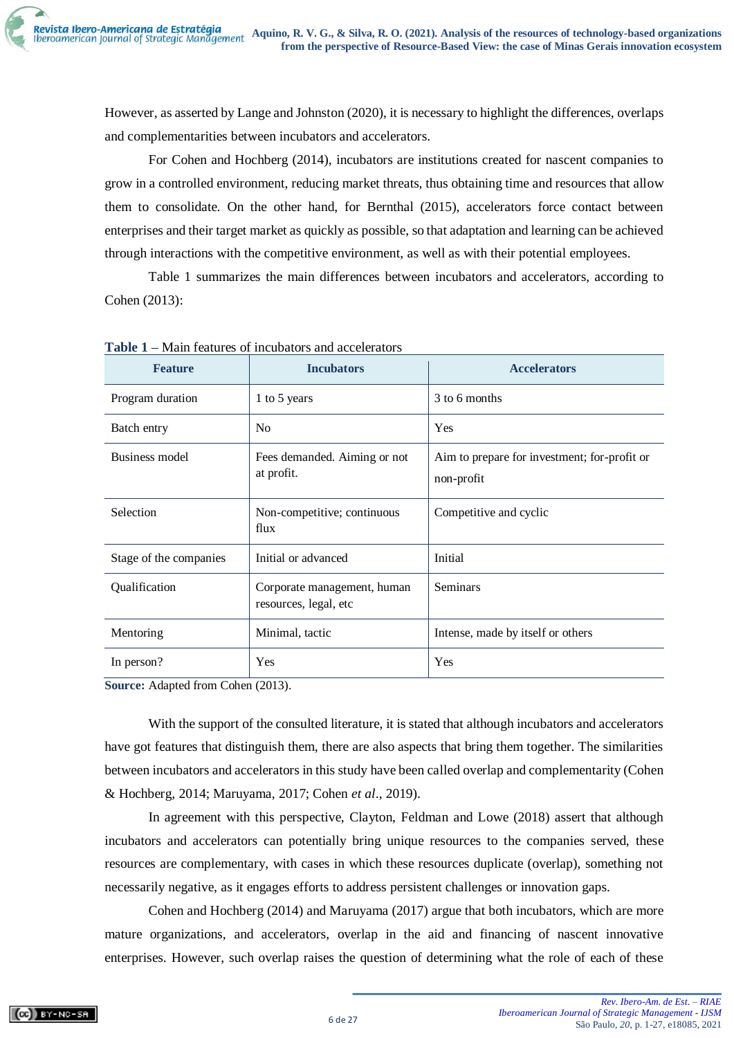However, as asserted by Lange and Johnston (2020), it is necessary to highlight the differences, overlaps and complementarities between incubators and accelerators.

For Cohen and Hochberg (2014), incubators are institutions created for nascent companies to grow in a controlled environment, reducing market threats, thus obtaining time and resources that allow them to consolidate. On the other hand, for Bernthal (2015), accelerators force contact between enterprises and their target market as quickly as possible, so that adaptation and learning can be achieved through interactions with the competitive environment, as well as with their potential employees.

Table 1 summarizes the main differences between incubators and accelerators, according to Cohen (2013):

**Table 1** – Main features of incubators and accelerators

| Feature | Incubators | Accelerators |
|---|---|---|
| Program duration | 1 to 5 years | 3 to 6 months |
| Batch entry | No | Yes |
| Business model | Fees demanded. Aiming or not at profit. | Aim to prepare for investment; for-profit or non-profit |
| Selection | Non-competitive; continuous flux | Competitive and cyclic |
| Stage of the companies | Initial or advanced | Initial |
| Qualification | Corporate management, human resources, legal, etc | Seminars |
| Mentoring | Minimal, tactic | Intense, made by itself or others |
| In person? | Yes | Yes |

**Source:** Adapted from Cohen (2013).

With the support of the consulted literature, it is stated that although incubators and accelerators have got features that distinguish them, there are also aspects that bring them together. The similarities between incubators and accelerators in this study have been called overlap and complementarity (Cohen & Hochberg, 2014; Maruyama, 2017; Cohen *et al*., 2019).

In agreement with this perspective, Clayton, Feldman and Lowe (2018) assert that although incubators and accelerators can potentially bring unique resources to the companies served, these resources are complementary, with cases in which these resources duplicate (overlap), something not necessarily negative, as it engages efforts to address persistent challenges or innovation gaps.

Cohen and Hochberg (2014) and Maruyama (2017) argue that both incubators, which are more mature organizations, and accelerators, overlap in the aid and financing of nascent innovative enterprises. However, such overlap raises the question of determining what the role of each of these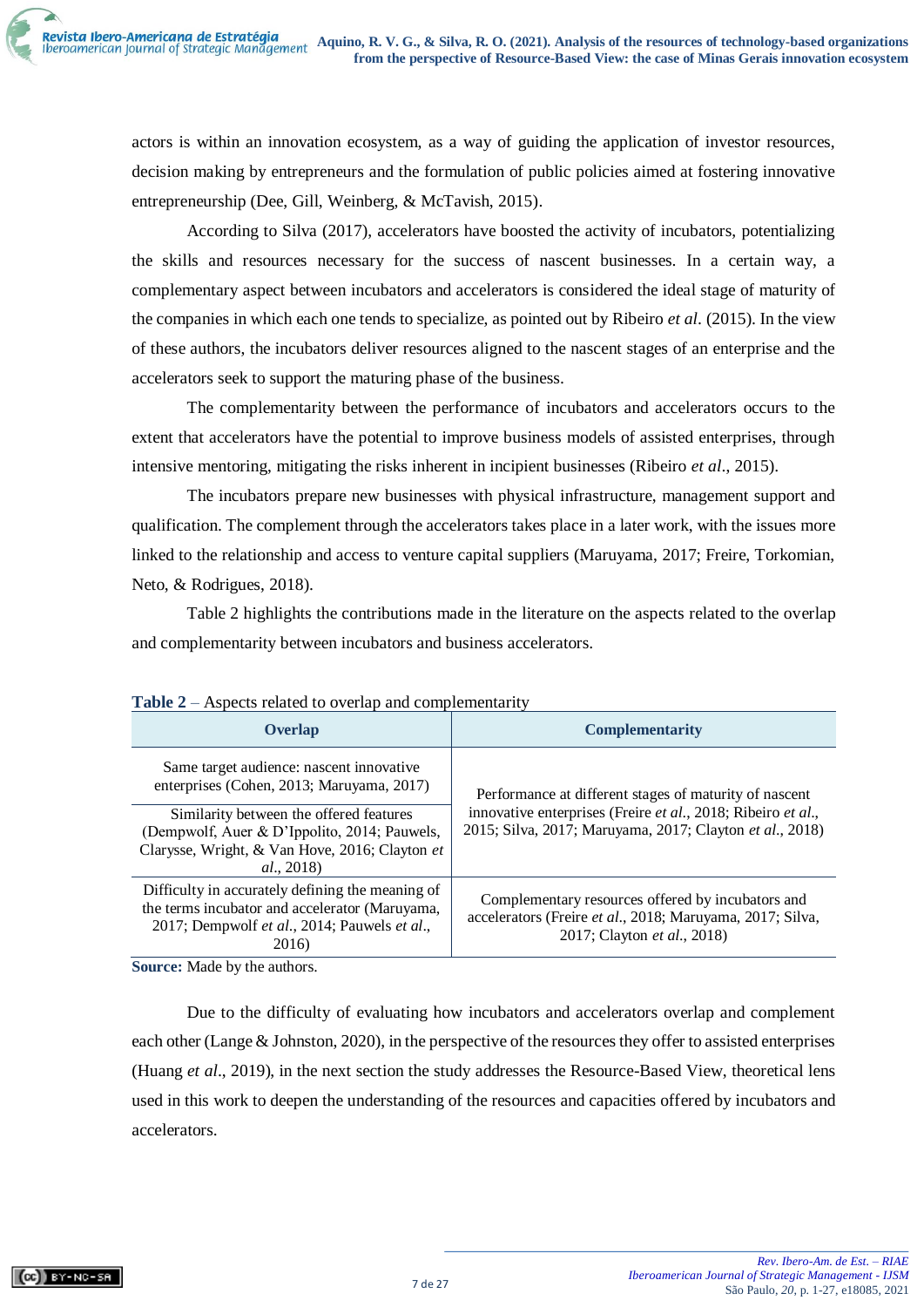actors is within an innovation ecosystem, as a way of guiding the application of investor resources, decision making by entrepreneurs and the formulation of public policies aimed at fostering innovative entrepreneurship (Dee, Gill, Weinberg, & McTavish, 2015).

According to Silva (2017), accelerators have boosted the activity of incubators, potentializing the skills and resources necessary for the success of nascent businesses. In a certain way, a complementary aspect between incubators and accelerators is considered the ideal stage of maturity of the companies in which each one tends to specialize, as pointed out by Ribeiro *et al*. (2015). In the view of these authors, the incubators deliver resources aligned to the nascent stages of an enterprise and the accelerators seek to support the maturing phase of the business.

The complementarity between the performance of incubators and accelerators occurs to the extent that accelerators have the potential to improve business models of assisted enterprises, through intensive mentoring, mitigating the risks inherent in incipient businesses (Ribeiro *et al*., 2015).

The incubators prepare new businesses with physical infrastructure, management support and qualification. The complement through the accelerators takes place in a later work, with the issues more linked to the relationship and access to venture capital suppliers (Maruyama, 2017; Freire, Torkomian, Neto, & Rodrigues, 2018).

Table 2 highlights the contributions made in the literature on the aspects related to the overlap and complementarity between incubators and business accelerators.

**Table 2** – Aspects related to overlap and complementarity

| Overlap | Complementarity |
|---|---|
| Same target audience: nascent innovative enterprises (Cohen, 2013; Maruyama, 2017) | Performance at different stages of maturity of nascent innovative enterprises (Freire *et al*., 2018; Ribeiro *et al*., 2015; Silva, 2017; Maruyama, 2017; Clayton *et al*., 2018) |
| Similarity between the offered features (Dempwolf, Auer & D'Ippolito, 2014; Pauwels, Clarysse, Wright, & Van Hove, 2016; Clayton *et al*., 2018) | |
| Difficulty in accurately defining the meaning of the terms incubator and accelerator (Maruyama, 2017; Dempwolf *et al*., 2014; Pauwels *et al*., 2016) | Complementary resources offered by incubators and accelerators (Freire *et al*., 2018; Maruyama, 2017; Silva, 2017; Clayton *et al*., 2018) |

**Source:** Made by the authors.

Due to the difficulty of evaluating how incubators and accelerators overlap and complement each other (Lange & Johnston, 2020), in the perspective of the resources they offer to assisted enterprises (Huang *et al*., 2019), in the next section the study addresses the Resource-Based View, theoretical lens used in this work to deepen the understanding of the resources and capacities offered by incubators and accelerators.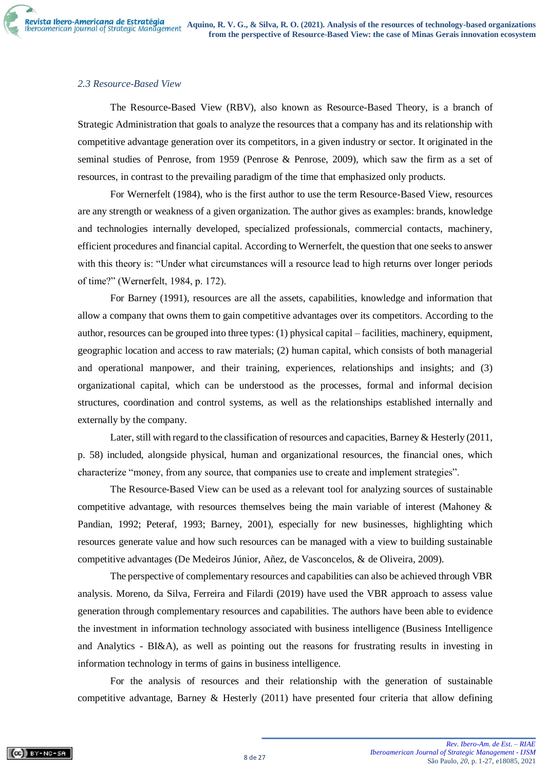### *2.3 Resource-Based View*

The Resource-Based View (RBV), also known as Resource-Based Theory, is a branch of Strategic Administration that goals to analyze the resources that a company has and its relationship with competitive advantage generation over its competitors, in a given industry or sector. It originated in the seminal studies of Penrose, from 1959 (Penrose & Penrose, 2009), which saw the firm as a set of resources, in contrast to the prevailing paradigm of the time that emphasized only products.

For Wernerfelt (1984), who is the first author to use the term Resource-Based View, resources are any strength or weakness of a given organization. The author gives as examples: brands, knowledge and technologies internally developed, specialized professionals, commercial contacts, machinery, efficient procedures and financial capital. According to Wernerfelt, the question that one seeks to answer with this theory is: "Under what circumstances will a resource lead to high returns over longer periods of time?" (Wernerfelt, 1984, p. 172).

For Barney (1991), resources are all the assets, capabilities, knowledge and information that allow a company that owns them to gain competitive advantages over its competitors. According to the author, resources can be grouped into three types: (1) physical capital – facilities, machinery, equipment, geographic location and access to raw materials; (2) human capital, which consists of both managerial and operational manpower, and their training, experiences, relationships and insights; and (3) organizational capital, which can be understood as the processes, formal and informal decision structures, coordination and control systems, as well as the relationships established internally and externally by the company.

Later, still with regard to the classification of resources and capacities, Barney & Hesterly (2011, p. 58) included, alongside physical, human and organizational resources, the financial ones, which characterize "money, from any source, that companies use to create and implement strategies".

The Resource-Based View can be used as a relevant tool for analyzing sources of sustainable competitive advantage, with resources themselves being the main variable of interest (Mahoney & Pandian, 1992; Peteraf, 1993; Barney, 2001), especially for new businesses, highlighting which resources generate value and how such resources can be managed with a view to building sustainable competitive advantages (De Medeiros Júnior, Añez, de Vasconcelos, & de Oliveira, 2009).

The perspective of complementary resources and capabilities can also be achieved through VBR analysis. Moreno, da Silva, Ferreira and Filardi (2019) have used the VBR approach to assess value generation through complementary resources and capabilities. The authors have been able to evidence the investment in information technology associated with business intelligence (Business Intelligence and Analytics - BI&A), as well as pointing out the reasons for frustrating results in investing in information technology in terms of gains in business intelligence.

For the analysis of resources and their relationship with the generation of sustainable competitive advantage, Barney & Hesterly (2011) have presented four criteria that allow defining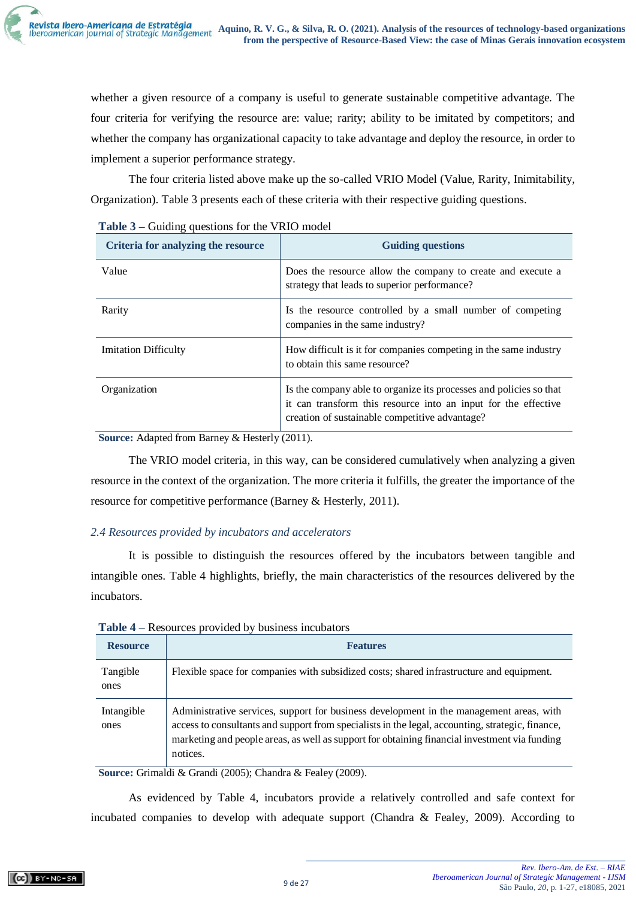whether a given resource of a company is useful to generate sustainable competitive advantage. The four criteria for verifying the resource are: value; rarity; ability to be imitated by competitors; and whether the company has organizational capacity to take advantage and deploy the resource, in order to implement a superior performance strategy.

The four criteria listed above make up the so-called VRIO Model (Value, Rarity, Inimitability, Organization). Table 3 presents each of these criteria with their respective guiding questions.

**Table 3** – Guiding questions for the VRIO model

| Criteria for analyzing the resource | Guiding questions |
|---|---|
| Value | Does the resource allow the company to create and execute a strategy that leads to superior performance? |
| Rarity | Is the resource controlled by a small number of competing companies in the same industry? |
| Imitation Difficulty | How difficult is it for companies competing in the same industry to obtain this same resource? |
| Organization | Is the company able to organize its processes and policies so that it can transform this resource into an input for the effective creation of sustainable competitive advantage? |

**Source:** Adapted from Barney & Hesterly (2011).

The VRIO model criteria, in this way, can be considered cumulatively when analyzing a given resource in the context of the organization. The more criteria it fulfills, the greater the importance of the resource for competitive performance (Barney & Hesterly, 2011).

### *2.4 Resources provided by incubators and accelerators*

It is possible to distinguish the resources offered by the incubators between tangible and intangible ones. Table 4 highlights, briefly, the main characteristics of the resources delivered by the incubators.

**Table 4** – Resources provided by business incubators

| Resource | Features |
|---|---|
| Tangible ones | Flexible space for companies with subsidized costs; shared infrastructure and equipment. |
| Intangible ones | Administrative services, support for business development in the management areas, with access to consultants and support from specialists in the legal, accounting, strategic, finance, marketing and people areas, as well as support for obtaining financial investment via funding notices. |

**Source:** Grimaldi & Grandi (2005); Chandra & Fealey (2009).

As evidenced by Table 4, incubators provide a relatively controlled and safe context for incubated companies to develop with adequate support (Chandra & Fealey, 2009). According to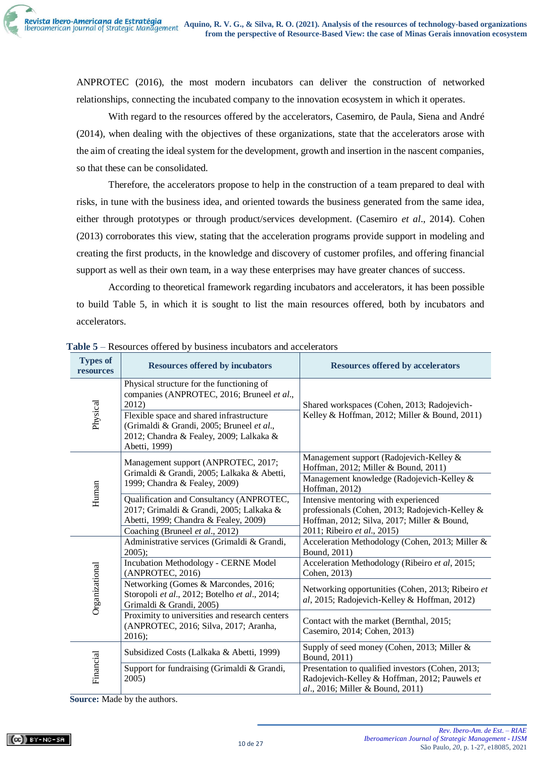ANPROTEC (2016), the most modern incubators can deliver the construction of networked relationships, connecting the incubated company to the innovation ecosystem in which it operates.

With regard to the resources offered by the accelerators, Casemiro, de Paula, Siena and André (2014), when dealing with the objectives of these organizations, state that the accelerators arose with the aim of creating the ideal system for the development, growth and insertion in the nascent companies, so that these can be consolidated.

Therefore, the accelerators propose to help in the construction of a team prepared to deal with risks, in tune with the business idea, and oriented towards the business generated from the same idea, either through prototypes or through product/services development. (Casemiro *et al*., 2014). Cohen (2013) corroborates this view, stating that the acceleration programs provide support in modeling and creating the first products, in the knowledge and discovery of customer profiles, and offering financial support as well as their own team, in a way these enterprises may have greater chances of success.

According to theoretical framework regarding incubators and accelerators, it has been possible to build Table 5, in which it is sought to list the main resources offered, both by incubators and accelerators.

**Table 5** – Resources offered by business incubators and accelerators

| Types of resources | Resources offered by incubators | Resources offered by accelerators |
|---|---|---|
| Physical | Physical structure for the functioning of companies (ANPROTEC, 2016; Bruneel *et al*., 2012) | Shared workspaces (Cohen, 2013; Radojevich-Kelley & Hoffman, 2012; Miller & Bound, 2011) |
| | Flexible space and shared infrastructure (Grimaldi & Grandi, 2005; Bruneel *et al*., 2012; Chandra & Fealey, 2009; Lalkaka & Abetti, 1999) | |
| Human | Management support (ANPROTEC, 2017; Grimaldi & Grandi, 2005; Lalkaka & Abetti, 1999; Chandra & Fealey, 2009) | Management support (Radojevich-Kelley & Hoffman, 2012; Miller & Bound, 2011) |
| | | Management knowledge (Radojevich-Kelley & Hoffman, 2012) |
| | Qualification and Consultancy (ANPROTEC, 2017; Grimaldi & Grandi, 2005; Lalkaka & Abetti, 1999; Chandra & Fealey, 2009) | Intensive mentoring with experienced professionals (Cohen, 2013; Radojevich-Kelley & Hoffman, 2012; Silva, 2017; Miller & Bound, 2011; Ribeiro *et al*., 2015) |
| | Coaching (Bruneel *et al*., 2012) | |
| Organizational | Administrative services (Grimaldi & Grandi, 2005); | Acceleration Methodology (Cohen, 2013; Miller & Bound, 2011) |
| | Incubation Methodology - CERNE Model (ANPROTEC, 2016) | Acceleration Methodology (Ribeiro *et al*, 2015; Cohen, 2013) |
| | Networking (Gomes & Marcondes, 2016; Storopoli *et al*., 2012; Botelho *et al*., 2014; Grimaldi & Grandi, 2005) | Networking opportunities (Cohen, 2013; Ribeiro *et al*, 2015; Radojevich-Kelley & Hoffman, 2012) |
| | Proximity to universities and research centers (ANPROTEC, 2016; Silva, 2017; Aranha, 2016); | Contact with the market (Bernthal, 2015; Casemiro, 2014; Cohen, 2013) |
| Financial | Subsidized Costs (Lalkaka & Abetti, 1999) | Supply of seed money (Cohen, 2013; Miller & Bound, 2011) |
| | Support for fundraising (Grimaldi & Grandi, 2005) | Presentation to qualified investors (Cohen, 2013; Radojevich-Kelley & Hoffman, 2012; Pauwels *et al*., 2016; Miller & Bound, 2011) |

**Source:** Made by the authors.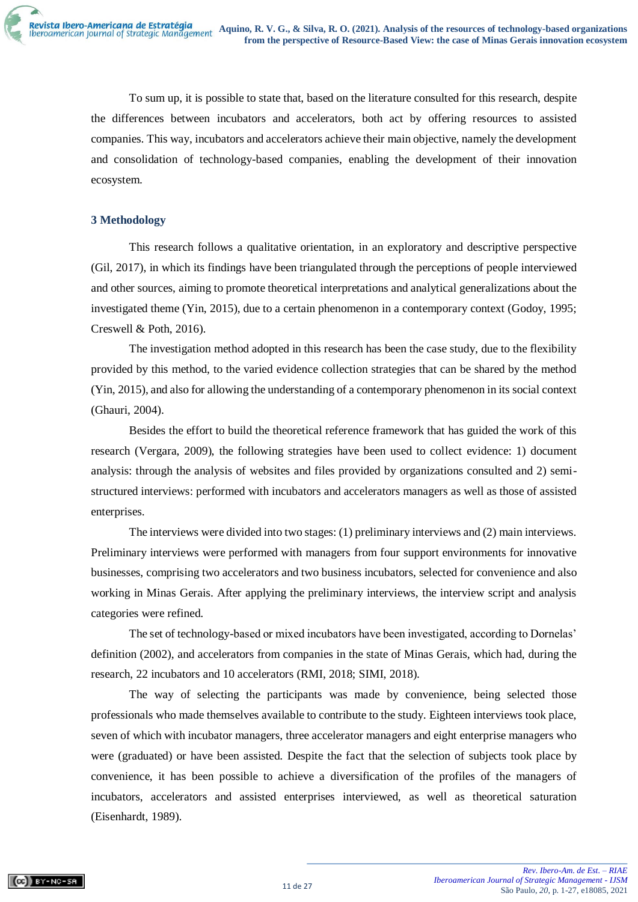To sum up, it is possible to state that, based on the literature consulted for this research, despite the differences between incubators and accelerators, both act by offering resources to assisted companies. This way, incubators and accelerators achieve their main objective, namely the development and consolidation of technology-based companies, enabling the development of their innovation ecosystem.

## 3 Methodology

This research follows a qualitative orientation, in an exploratory and descriptive perspective (Gil, 2017), in which its findings have been triangulated through the perceptions of people interviewed and other sources, aiming to promote theoretical interpretations and analytical generalizations about the investigated theme (Yin, 2015), due to a certain phenomenon in a contemporary context (Godoy, 1995; Creswell & Poth, 2016).

The investigation method adopted in this research has been the case study, due to the flexibility provided by this method, to the varied evidence collection strategies that can be shared by the method (Yin, 2015), and also for allowing the understanding of a contemporary phenomenon in its social context (Ghauri, 2004).

Besides the effort to build the theoretical reference framework that has guided the work of this research (Vergara, 2009), the following strategies have been used to collect evidence: 1) document analysis: through the analysis of websites and files provided by organizations consulted and 2) semi-structured interviews: performed with incubators and accelerators managers as well as those of assisted enterprises.

The interviews were divided into two stages: (1) preliminary interviews and (2) main interviews. Preliminary interviews were performed with managers from four support environments for innovative businesses, comprising two accelerators and two business incubators, selected for convenience and also working in Minas Gerais. After applying the preliminary interviews, the interview script and analysis categories were refined.

The set of technology-based or mixed incubators have been investigated, according to Dornelas' definition (2002), and accelerators from companies in the state of Minas Gerais, which had, during the research, 22 incubators and 10 accelerators (RMI, 2018; SIMI, 2018).

The way of selecting the participants was made by convenience, being selected those professionals who made themselves available to contribute to the study. Eighteen interviews took place, seven of which with incubator managers, three accelerator managers and eight enterprise managers who were (graduated) or have been assisted. Despite the fact that the selection of subjects took place by convenience, it has been possible to achieve a diversification of the profiles of the managers of incubators, accelerators and assisted enterprises interviewed, as well as theoretical saturation (Eisenhardt, 1989).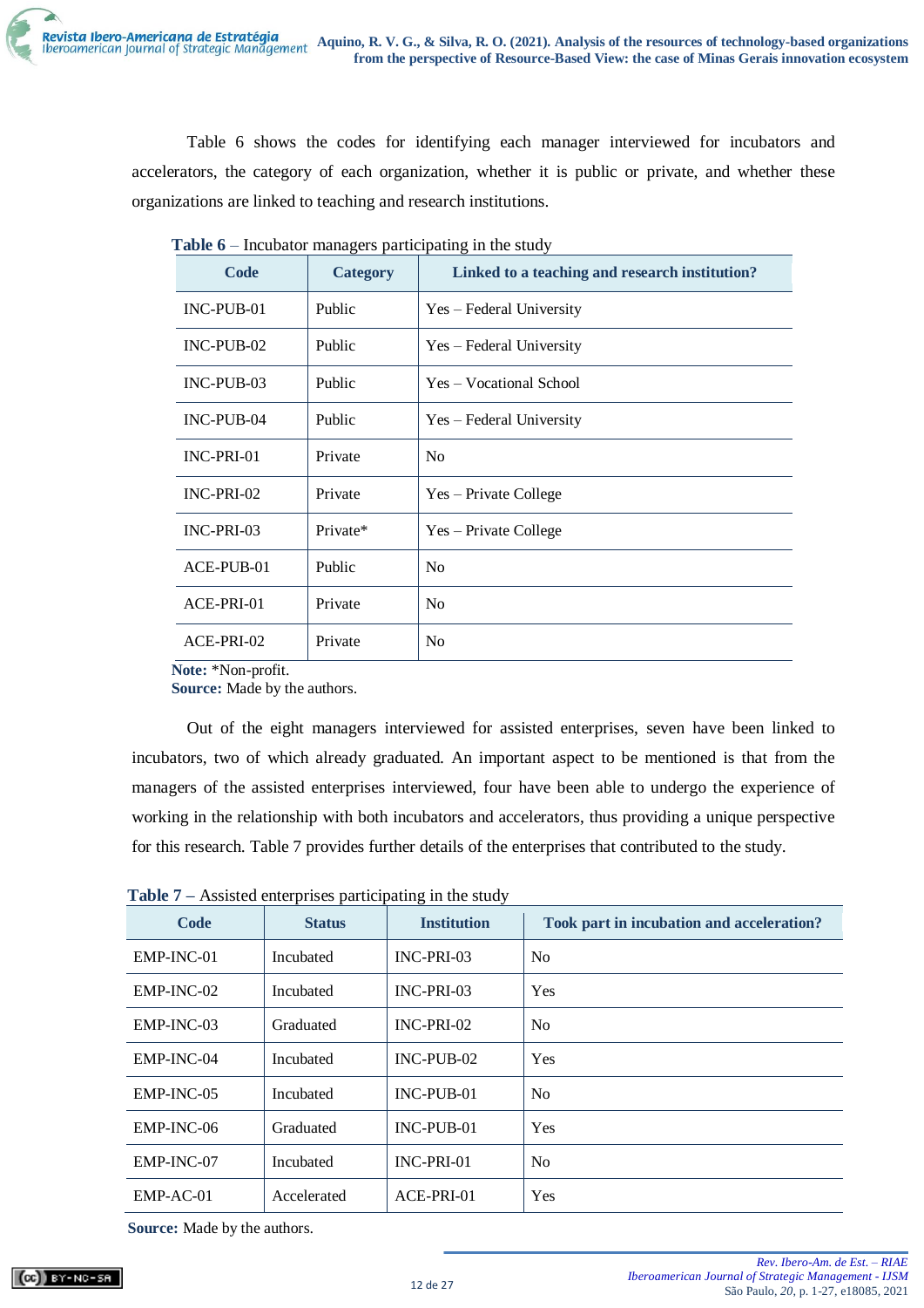Table 6 shows the codes for identifying each manager interviewed for incubators and accelerators, the category of each organization, whether it is public or private, and whether these organizations are linked to teaching and research institutions.

**Table 6** – Incubator managers participating in the study

| Code | Category | Linked to a teaching and research institution? |
|---|---|---|
| INC-PUB-01 | Public | Yes – Federal University |
| INC-PUB-02 | Public | Yes – Federal University |
| INC-PUB-03 | Public | Yes – Vocational School |
| INC-PUB-04 | Public | Yes – Federal University |
| INC-PRI-01 | Private | No |
| INC-PRI-02 | Private | Yes – Private College |
| INC-PRI-03 | Private* | Yes – Private College |
| ACE-PUB-01 | Public | No |
| ACE-PRI-01 | Private | No |
| ACE-PRI-02 | Private | No |

**Note:** *Non-profit.
**Source:** Made by the authors.

Out of the eight managers interviewed for assisted enterprises, seven have been linked to incubators, two of which already graduated. An important aspect to be mentioned is that from the managers of the assisted enterprises interviewed, four have been able to undergo the experience of working in the relationship with both incubators and accelerators, thus providing a unique perspective for this research. Table 7 provides further details of the enterprises that contributed to the study.

**Table 7** – Assisted enterprises participating in the study

| Code | Status | Institution | Took part in incubation and acceleration? |
|---|---|---|---|
| EMP-INC-01 | Incubated | INC-PRI-03 | No |
| EMP-INC-02 | Incubated | INC-PRI-03 | Yes |
| EMP-INC-03 | Graduated | INC-PRI-02 | No |
| EMP-INC-04 | Incubated | INC-PUB-02 | Yes |
| EMP-INC-05 | Incubated | INC-PUB-01 | No |
| EMP-INC-06 | Graduated | INC-PUB-01 | Yes |
| EMP-INC-07 | Incubated | INC-PRI-01 | No |
| EMP-AC-01 | Accelerated | ACE-PRI-01 | Yes |

**Source:** Made by the authors.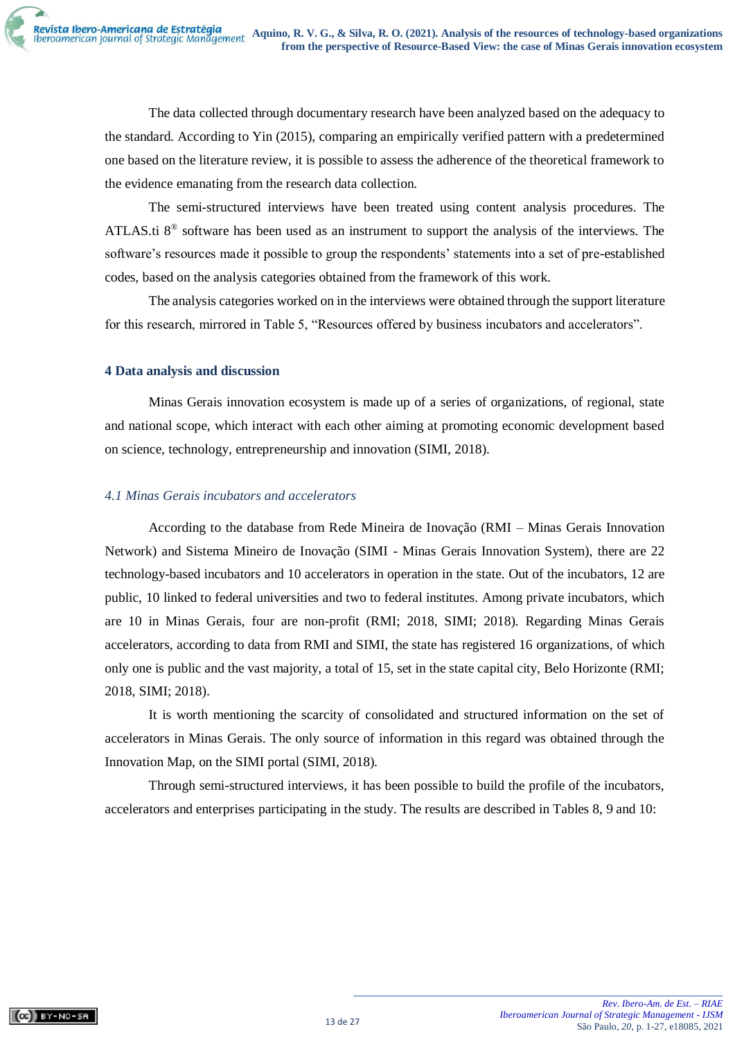The data collected through documentary research have been analyzed based on the adequacy to the standard. According to Yin (2015), comparing an empirically verified pattern with a predetermined one based on the literature review, it is possible to assess the adherence of the theoretical framework to the evidence emanating from the research data collection.

The semi-structured interviews have been treated using content analysis procedures. The ATLAS.ti 8® software has been used as an instrument to support the analysis of the interviews. The software's resources made it possible to group the respondents' statements into a set of pre-established codes, based on the analysis categories obtained from the framework of this work.

The analysis categories worked on in the interviews were obtained through the support literature for this research, mirrored in Table 5, "Resources offered by business incubators and accelerators".

## 4 Data analysis and discussion

Minas Gerais innovation ecosystem is made up of a series of organizations, of regional, state and national scope, which interact with each other aiming at promoting economic development based on science, technology, entrepreneurship and innovation (SIMI, 2018).

### *4.1 Minas Gerais incubators and accelerators*

According to the database from Rede Mineira de Inovação (RMI – Minas Gerais Innovation Network) and Sistema Mineiro de Inovação (SIMI - Minas Gerais Innovation System), there are 22 technology-based incubators and 10 accelerators in operation in the state. Out of the incubators, 12 are public, 10 linked to federal universities and two to federal institutes. Among private incubators, which are 10 in Minas Gerais, four are non-profit (RMI; 2018, SIMI; 2018). Regarding Minas Gerais accelerators, according to data from RMI and SIMI, the state has registered 16 organizations, of which only one is public and the vast majority, a total of 15, set in the state capital city, Belo Horizonte (RMI; 2018, SIMI; 2018).

It is worth mentioning the scarcity of consolidated and structured information on the set of accelerators in Minas Gerais. The only source of information in this regard was obtained through the Innovation Map, on the SIMI portal (SIMI, 2018).

Through semi-structured interviews, it has been possible to build the profile of the incubators, accelerators and enterprises participating in the study. The results are described in Tables 8, 9 and 10: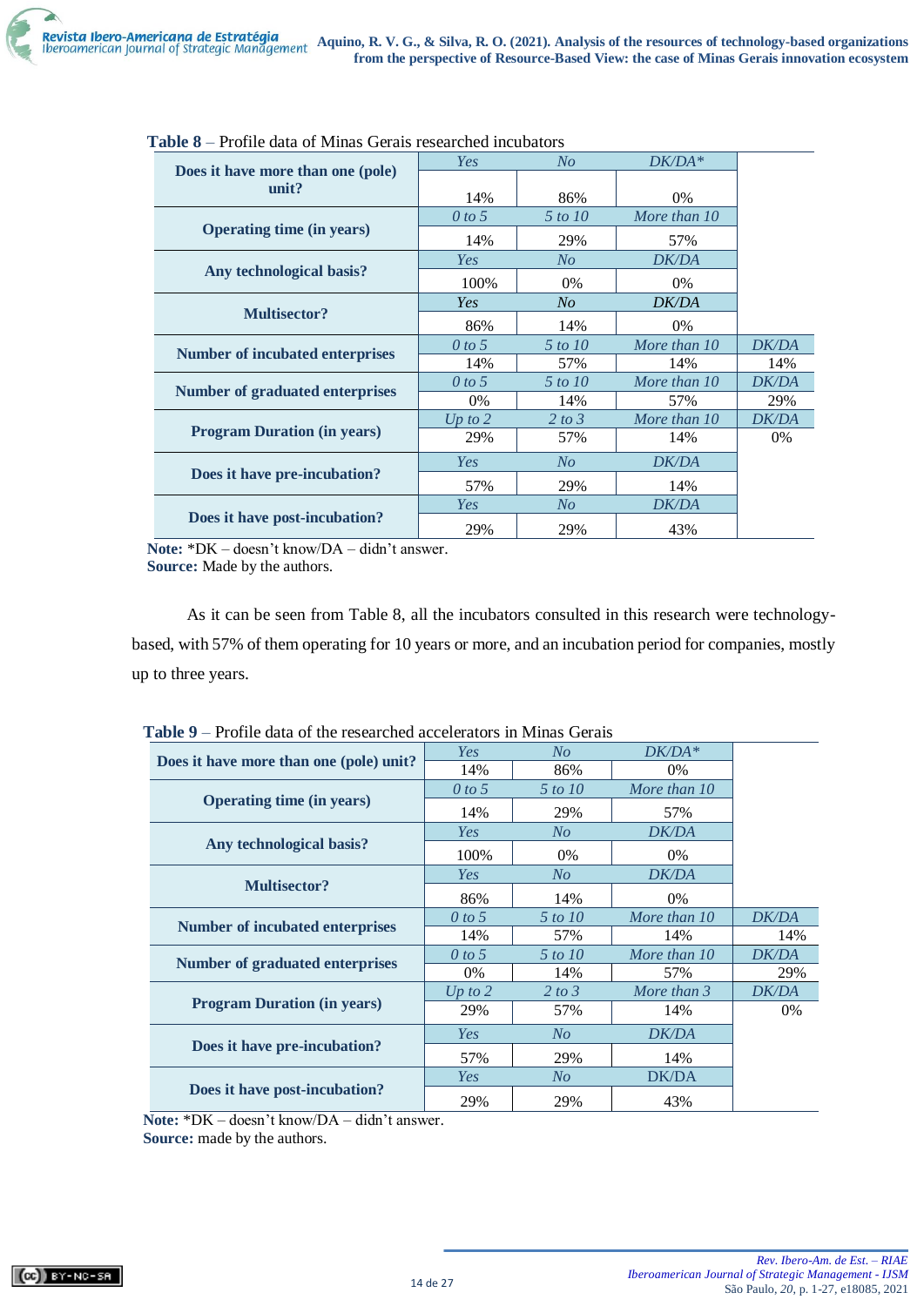**Table 8** – Profile data of Minas Gerais researched incubators

| | | | | |
|---|---|---|---|---|
| **Does it have more than one (pole) unit?** | *Yes* | *No* | *DK/DA\** | |
| | 14% | 86% | 0% | |
| **Operating time (in years)** | *0 to 5* | *5 to 10* | *More than 10* | |
| | 14% | 29% | 57% | |
| **Any technological basis?** | *Yes* | *No* | *DK/DA* | |
| | 100% | 0% | 0% | |
| **Multisector?** | *Yes* | *No* | *DK/DA* | |
| | 86% | 14% | 0% | |
| **Number of incubated enterprises** | *0 to 5* | *5 to 10* | *More than 10* | *DK/DA* |
| | 14% | 57% | 14% | 14% |
| **Number of graduated enterprises** | *0 to 5* | *5 to 10* | *More than 10* | *DK/DA* |
| | 0% | 14% | 57% | 29% |
| **Program Duration (in years)** | *Up to 2* | *2 to 3* | *More than 10* | *DK/DA* |
| | 29% | 57% | 14% | 0% |
| **Does it have pre-incubation?** | *Yes* | *No* | *DK/DA* | |
| | 57% | 29% | 14% | |
| **Does it have post-incubation?** | *Yes* | *No* | *DK/DA* | |
| | 29% | 29% | 43% | |

**Note:** \*DK – doesn't know/DA – didn't answer.
**Source:** Made by the authors.

As it can be seen from Table 8, all the incubators consulted in this research were technology-based, with 57% of them operating for 10 years or more, and an incubation period for companies, mostly up to three years.

**Table 9** – Profile data of the researched accelerators in Minas Gerais

| | | | | |
|---|---|---|---|---|
| **Does it have more than one (pole) unit?** | *Yes* | *No* | *DK/DA\** | |
| | 14% | 86% | 0% | |
| **Operating time (in years)** | *0 to 5* | *5 to 10* | *More than 10* | |
| | 14% | 29% | 57% | |
| **Any technological basis?** | *Yes* | *No* | *DK/DA* | |
| | 100% | 0% | 0% | |
| **Multisector?** | *Yes* | *No* | *DK/DA* | |
| | 86% | 14% | 0% | |
| **Number of incubated enterprises** | *0 to 5* | *5 to 10* | *More than 10* | *DK/DA* |
| | 14% | 57% | 14% | 14% |
| **Number of graduated enterprises** | *0 to 5* | *5 to 10* | *More than 10* | *DK/DA* |
| | 0% | 14% | 57% | 29% |
| **Program Duration (in years)** | *Up to 2* | *2 to 3* | *More than 3* | *DK/DA* |
| | 29% | 57% | 14% | 0% |
| **Does it have pre-incubation?** | *Yes* | *No* | *DK/DA* | |
| | 57% | 29% | 14% | |
| **Does it have post-incubation?** | *Yes* | *No* | DK/DA | |
| | 29% | 29% | 43% | |

**Note:** \*DK – doesn't know/DA – didn't answer.
**Source:** made by the authors.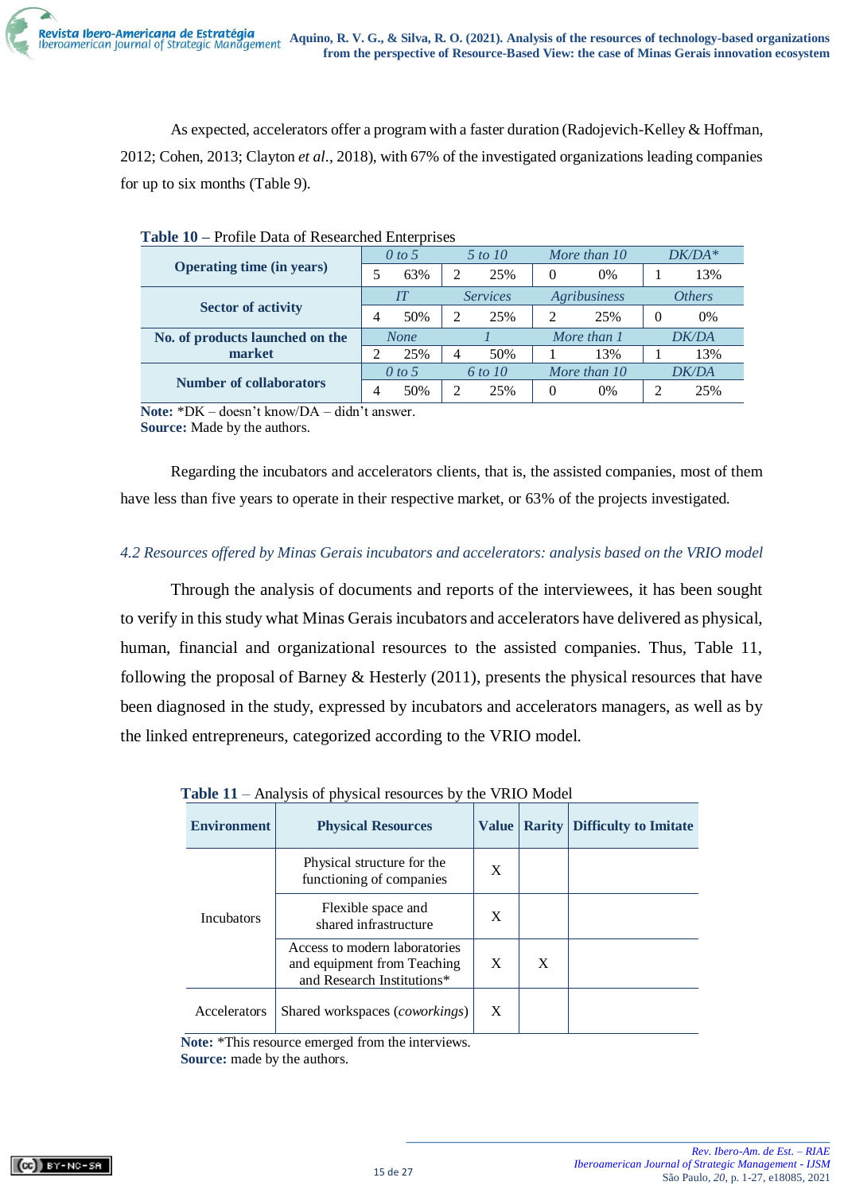As expected, accelerators offer a program with a faster duration (Radojevich-Kelley & Hoffman, 2012; Cohen, 2013; Clayton *et al.*, 2018), with 67% of the investigated organizations leading companies for up to six months (Table 9).

**Table 10** – Profile Data of Researched Enterprises

| | | | | | | | | |
|---|---|---|---|---|---|---|---|---|
| **Operating time (in years)** | *0 to 5* | | *5 to 10* | | *More than 10* | | *DK/DA\** | |
| | 5 | 63% | 2 | 25% | 0 | 0% | 1 | 13% |
| **Sector of activity** | *IT* | | *Services* | | *Agribusiness* | | *Others* | |
| | 4 | 50% | 2 | 25% | 2 | 25% | 0 | 0% |
| **No. of products launched on the market** | *None* | | *1* | | *More than 1* | | *DK/DA* | |
| | 2 | 25% | 4 | 50% | 1 | 13% | 1 | 13% |
| **Number of collaborators** | *0 to 5* | | *6 to 10* | | *More than 10* | | *DK/DA* | |
| | 4 | 50% | 2 | 25% | 0 | 0% | 2 | 25% |

**Note:** *DK – doesn't know/DA – didn't answer.
**Source:** Made by the authors.

Regarding the incubators and accelerators clients, that is, the assisted companies, most of them have less than five years to operate in their respective market, or 63% of the projects investigated.

### *4.2 Resources offered by Minas Gerais incubators and accelerators: analysis based on the VRIO model*

Through the analysis of documents and reports of the interviewees, it has been sought to verify in this study what Minas Gerais incubators and accelerators have delivered as physical, human, financial and organizational resources to the assisted companies. Thus, Table 11, following the proposal of Barney & Hesterly (2011), presents the physical resources that have been diagnosed in the study, expressed by incubators and accelerators managers, as well as by the linked entrepreneurs, categorized according to the VRIO model.

**Table 11** – Analysis of physical resources by the VRIO Model

| **Environment** | **Physical Resources** | **Value** | **Rarity** | **Difficulty to Imitate** |
|---|---|---|---|---|
| Incubators | Physical structure for the functioning of companies | X | | |
| | Flexible space and shared infrastructure | X | | |
| | Access to modern laboratories and equipment from Teaching and Research Institutions* | X | X | |
| Accelerators | Shared workspaces (*coworkings*) | X | | |

**Note:** *This resource emerged from the interviews.
**Source:** made by the authors.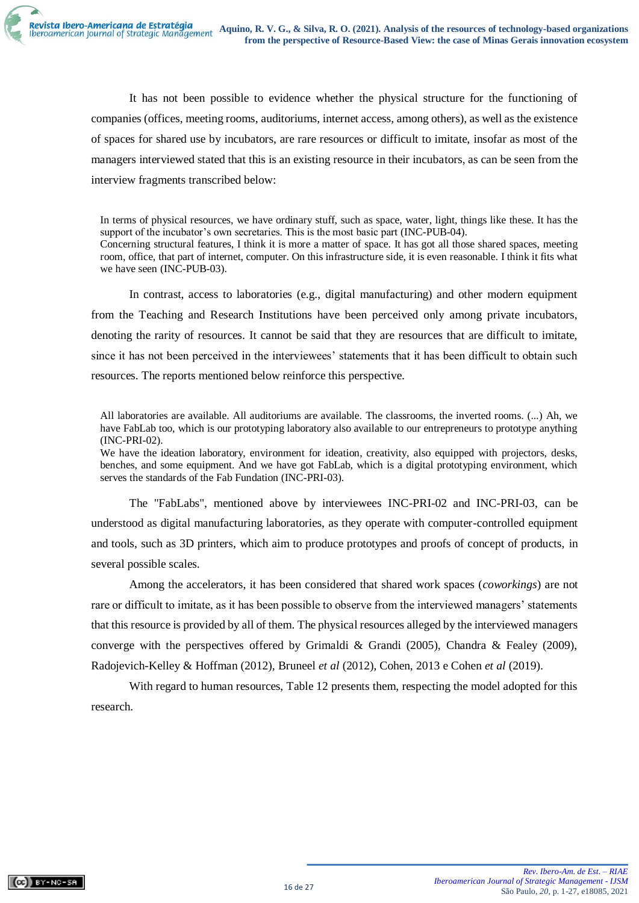It has not been possible to evidence whether the physical structure for the functioning of companies (offices, meeting rooms, auditoriums, internet access, among others), as well as the existence of spaces for shared use by incubators, are rare resources or difficult to imitate, insofar as most of the managers interviewed stated that this is an existing resource in their incubators, as can be seen from the interview fragments transcribed below:

> In terms of physical resources, we have ordinary stuff, such as space, water, light, things like these. It has the support of the incubator's own secretaries. This is the most basic part (INC-PUB-04).
> Concerning structural features, I think it is more a matter of space. It has got all those shared spaces, meeting room, office, that part of internet, computer. On this infrastructure side, it is even reasonable. I think it fits what we have seen (INC-PUB-03).

In contrast, access to laboratories (e.g., digital manufacturing) and other modern equipment from the Teaching and Research Institutions have been perceived only among private incubators, denoting the rarity of resources. It cannot be said that they are resources that are difficult to imitate, since it has not been perceived in the interviewees' statements that it has been difficult to obtain such resources. The reports mentioned below reinforce this perspective.

> All laboratories are available. All auditoriums are available. The classrooms, the inverted rooms. (...) Ah, we have FabLab too, which is our prototyping laboratory also available to our entrepreneurs to prototype anything (INC-PRI-02).
> We have the ideation laboratory, environment for ideation, creativity, also equipped with projectors, desks, benches, and some equipment. And we have got FabLab, which is a digital prototyping environment, which serves the standards of the Fab Fundation (INC-PRI-03).

The "FabLabs", mentioned above by interviewees INC-PRI-02 and INC-PRI-03, can be understood as digital manufacturing laboratories, as they operate with computer-controlled equipment and tools, such as 3D printers, which aim to produce prototypes and proofs of concept of products, in several possible scales.

Among the accelerators, it has been considered that shared work spaces (*coworkings*) are not rare or difficult to imitate, as it has been possible to observe from the interviewed managers' statements that this resource is provided by all of them. The physical resources alleged by the interviewed managers converge with the perspectives offered by Grimaldi & Grandi (2005), Chandra & Fealey (2009), Radojevich-Kelley & Hoffman (2012), Bruneel *et al* (2012), Cohen, 2013 e Cohen *et al* (2019).

With regard to human resources, Table 12 presents them, respecting the model adopted for this research.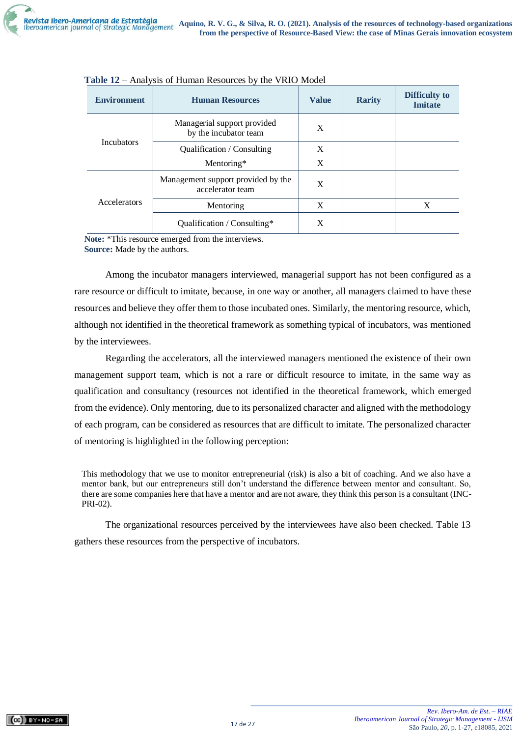**Table 12** – Analysis of Human Resources by the VRIO Model

| Environment | Human Resources | Value | Rarity | Difficulty to Imitate |
|---|---|---|---|---|
| Incubators | Managerial support provided by the incubator team | X | | |
| | Qualification / Consulting | X | | |
| | Mentoring* | X | | |
| Accelerators | Management support provided by the accelerator team | X | | |
| | Mentoring | X | | X |
| | Qualification / Consulting* | X | | |

**Note:** *This resource emerged from the interviews.
**Source:** Made by the authors.

Among the incubator managers interviewed, managerial support has not been configured as a rare resource or difficult to imitate, because, in one way or another, all managers claimed to have these resources and believe they offer them to those incubated ones. Similarly, the mentoring resource, which, although not identified in the theoretical framework as something typical of incubators, was mentioned by the interviewees.

Regarding the accelerators, all the interviewed managers mentioned the existence of their own management support team, which is not a rare or difficult resource to imitate, in the same way as qualification and consultancy (resources not identified in the theoretical framework, which emerged from the evidence). Only mentoring, due to its personalized character and aligned with the methodology of each program, can be considered as resources that are difficult to imitate. The personalized character of mentoring is highlighted in the following perception:

> This methodology that we use to monitor entrepreneurial (risk) is also a bit of coaching. And we also have a mentor bank, but our entrepreneurs still don't understand the difference between mentor and consultant. So, there are some companies here that have a mentor and are not aware, they think this person is a consultant (INC-PRI-02).

The organizational resources perceived by the interviewees have also been checked. Table 13 gathers these resources from the perspective of incubators.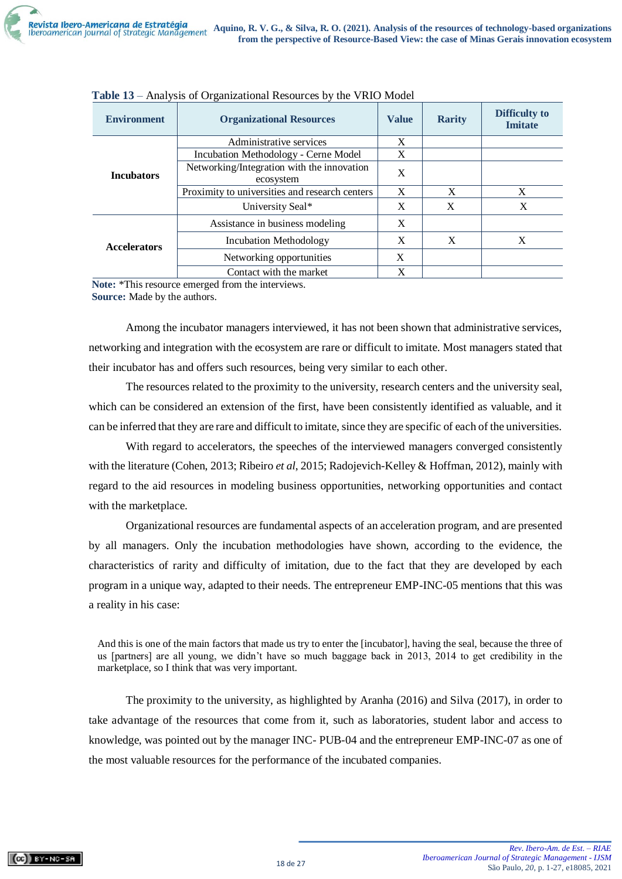**Table 13** – Analysis of Organizational Resources by the VRIO Model

| Environment | Organizational Resources | Value | Rarity | Difficulty to Imitate |
|---|---|---|---|---|
| Incubators | Administrative services | X | | |
| | Incubation Methodology - Cerne Model | X | | |
| | Networking/Integration with the innovation ecosystem | X | | |
| | Proximity to universities and research centers | X | X | X |
| | University Seal* | X | X | X |
| Accelerators | Assistance in business modeling | X | | |
| | Incubation Methodology | X | X | X |
| | Networking opportunities | X | | |
| | Contact with the market | X | | |

**Note:** *This resource emerged from the interviews.
**Source:** Made by the authors.

Among the incubator managers interviewed, it has not been shown that administrative services, networking and integration with the ecosystem are rare or difficult to imitate. Most managers stated that their incubator has and offers such resources, being very similar to each other.

The resources related to the proximity to the university, research centers and the university seal, which can be considered an extension of the first, have been consistently identified as valuable, and it can be inferred that they are rare and difficult to imitate, since they are specific of each of the universities.

With regard to accelerators, the speeches of the interviewed managers converged consistently with the literature (Cohen, 2013; Ribeiro *et al*, 2015; Radojevich-Kelley & Hoffman, 2012), mainly with regard to the aid resources in modeling business opportunities, networking opportunities and contact with the marketplace.

Organizational resources are fundamental aspects of an acceleration program, and are presented by all managers. Only the incubation methodologies have shown, according to the evidence, the characteristics of rarity and difficulty of imitation, due to the fact that they are developed by each program in a unique way, adapted to their needs. The entrepreneur EMP-INC-05 mentions that this was a reality in his case:

> And this is one of the main factors that made us try to enter the [incubator], having the seal, because the three of us [partners] are all young, we didn't have so much baggage back in 2013, 2014 to get credibility in the marketplace, so I think that was very important.

The proximity to the university, as highlighted by Aranha (2016) and Silva (2017), in order to take advantage of the resources that come from it, such as laboratories, student labor and access to knowledge, was pointed out by the manager INC- PUB-04 and the entrepreneur EMP-INC-07 as one of the most valuable resources for the performance of the incubated companies.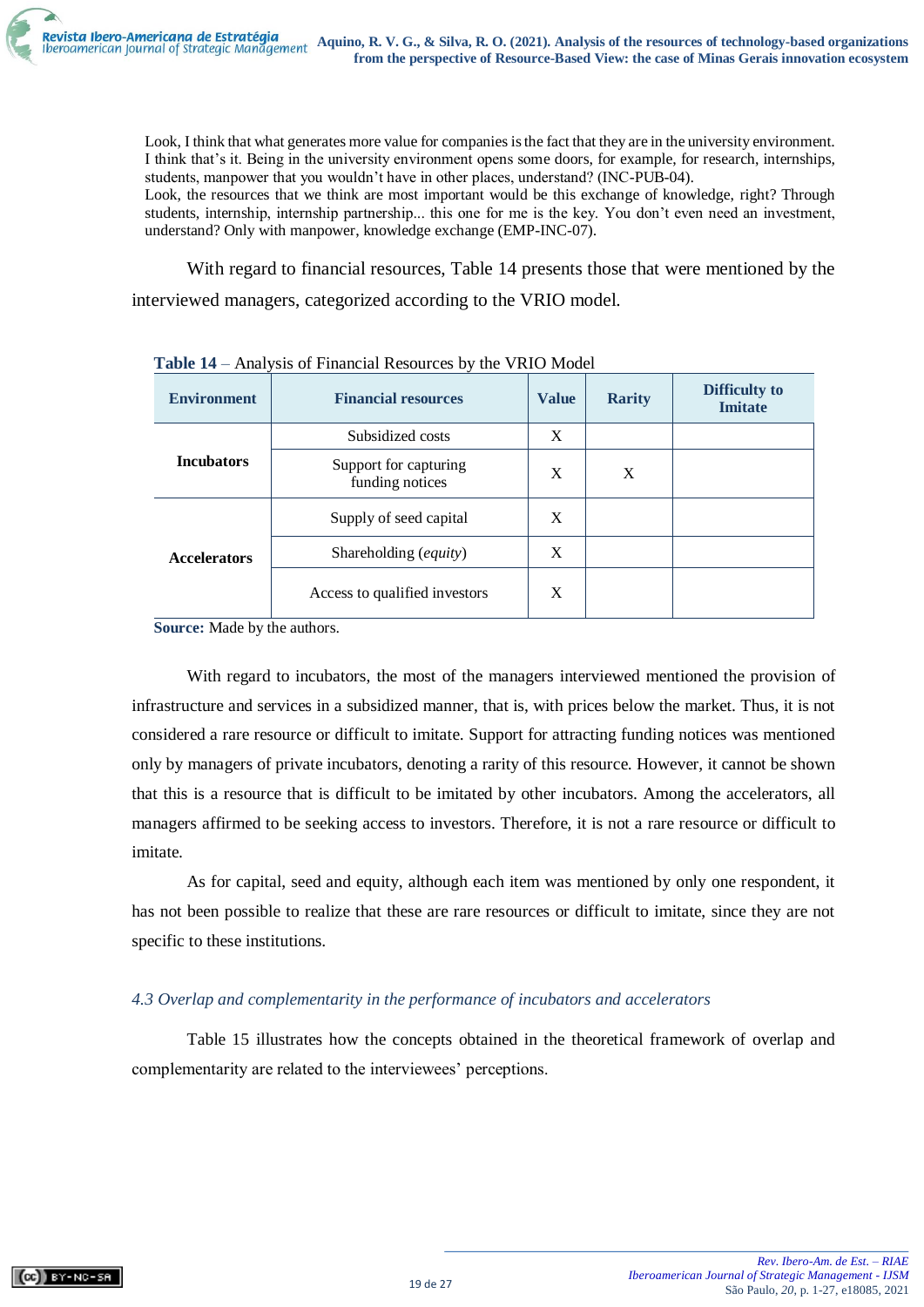> Look, I think that what generates more value for companies is the fact that they are in the university environment. I think that's it. Being in the university environment opens some doors, for example, for research, internships, students, manpower that you wouldn't have in other places, understand? (INC-PUB-04).
> Look, the resources that we think are most important would be this exchange of knowledge, right? Through students, internship, internship partnership... this one for me is the key. You don't even need an investment, understand? Only with manpower, knowledge exchange (EMP-INC-07).

With regard to financial resources, Table 14 presents those that were mentioned by the interviewed managers, categorized according to the VRIO model.

**Table 14** – Analysis of Financial Resources by the VRIO Model

| Environment | Financial resources | Value | Rarity | Difficulty to Imitate |
|---|---|---|---|---|
| **Incubators** | Subsidized costs | X | | |
| | Support for capturing funding notices | X | X | |
| **Accelerators** | Supply of seed capital | X | | |
| | Shareholding (*equity*) | X | | |
| | Access to qualified investors | X | | |

**Source:** Made by the authors.

With regard to incubators, the most of the managers interviewed mentioned the provision of infrastructure and services in a subsidized manner, that is, with prices below the market. Thus, it is not considered a rare resource or difficult to imitate. Support for attracting funding notices was mentioned only by managers of private incubators, denoting a rarity of this resource. However, it cannot be shown that this is a resource that is difficult to be imitated by other incubators. Among the accelerators, all managers affirmed to be seeking access to investors. Therefore, it is not a rare resource or difficult to imitate.

As for capital, seed and equity, although each item was mentioned by only one respondent, it has not been possible to realize that these are rare resources or difficult to imitate, since they are not specific to these institutions.

### *4.3 Overlap and complementarity in the performance of incubators and accelerators*

Table 15 illustrates how the concepts obtained in the theoretical framework of overlap and complementarity are related to the interviewees' perceptions.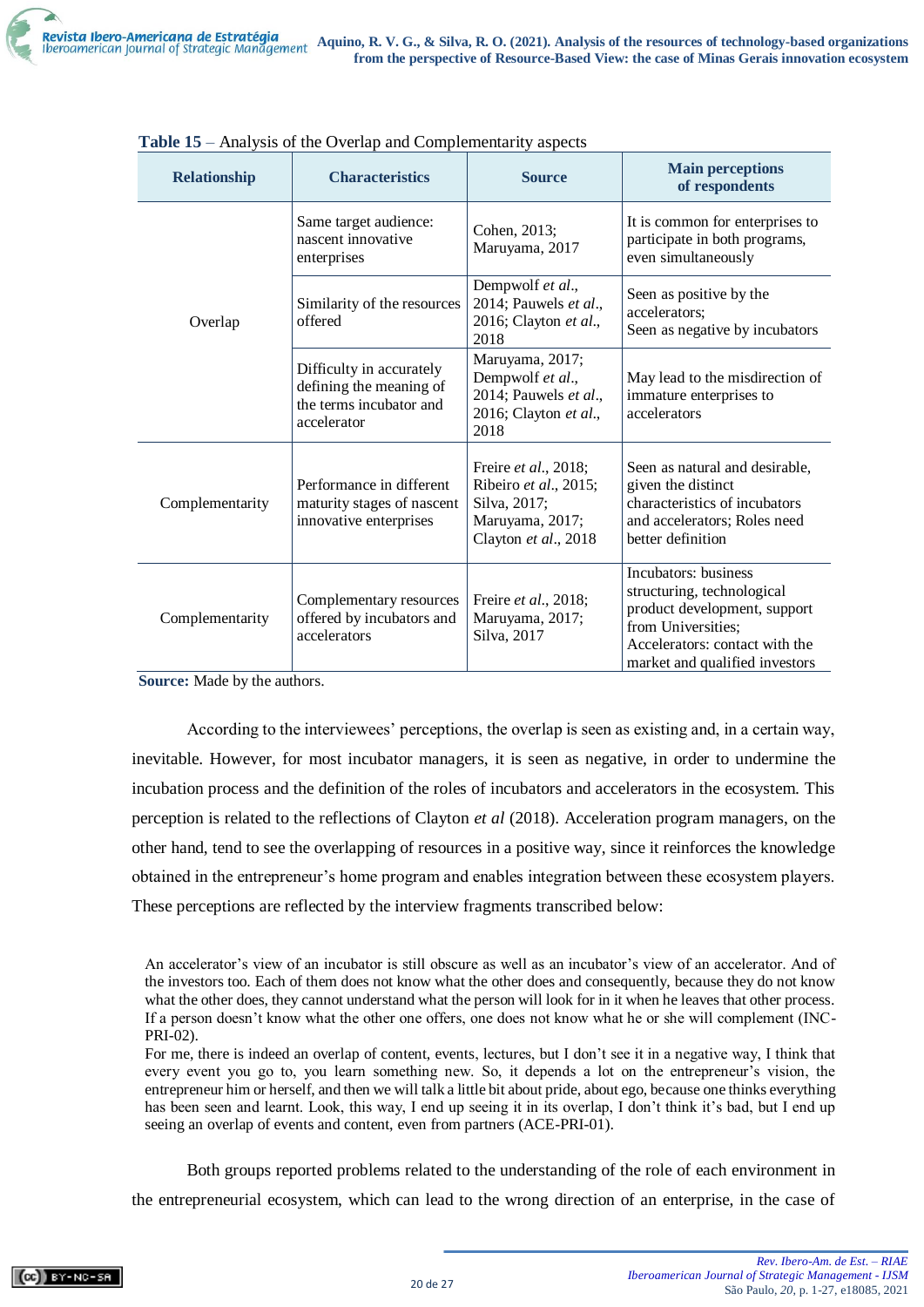**Table 15** – Analysis of the Overlap and Complementarity aspects

| Relationship | Characteristics | Source | Main perceptions of respondents |
|---|---|---|---|
| Overlap | Same target audience: nascent innovative enterprises | Cohen, 2013; Maruyama, 2017 | It is common for enterprises to participate in both programs, even simultaneously |
| | Similarity of the resources offered | Dempwolf *et al*., 2014; Pauwels *et al*., 2016; Clayton *et al*., 2018 | Seen as positive by the accelerators; Seen as negative by incubators |
| | Difficulty in accurately defining the meaning of the terms incubator and accelerator | Maruyama, 2017; Dempwolf *et al*., 2014; Pauwels *et al*., 2016; Clayton *et al*., 2018 | May lead to the misdirection of immature enterprises to accelerators |
| Complementarity | Performance in different maturity stages of nascent innovative enterprises | Freire *et al*., 2018; Ribeiro *et al*., 2015; Silva, 2017; Maruyama, 2017; Clayton *et al*., 2018 | Seen as natural and desirable, given the distinct characteristics of incubators and accelerators; Roles need better definition |
| Complementarity | Complementary resources offered by incubators and accelerators | Freire *et al*., 2018; Maruyama, 2017; Silva, 2017 | Incubators: business structuring, technological product development, support from Universities; Accelerators: contact with the market and qualified investors |

**Source:** Made by the authors.

According to the interviewees' perceptions, the overlap is seen as existing and, in a certain way, inevitable. However, for most incubator managers, it is seen as negative, in order to undermine the incubation process and the definition of the roles of incubators and accelerators in the ecosystem. This perception is related to the reflections of Clayton *et al* (2018). Acceleration program managers, on the other hand, tend to see the overlapping of resources in a positive way, since it reinforces the knowledge obtained in the entrepreneur's home program and enables integration between these ecosystem players. These perceptions are reflected by the interview fragments transcribed below:

> An accelerator's view of an incubator is still obscure as well as an incubator's view of an accelerator. And of the investors too. Each of them does not know what the other does and consequently, because they do not know what the other does, they cannot understand what the person will look for in it when he leaves that other process. If a person doesn't know what the other one offers, one does not know what he or she will complement (INC-PRI-02).
>
> For me, there is indeed an overlap of content, events, lectures, but I don't see it in a negative way, I think that every event you go to, you learn something new. So, it depends a lot on the entrepreneur's vision, the entrepreneur him or herself, and then we will talk a little bit about pride, about ego, because one thinks everything has been seen and learnt. Look, this way, I end up seeing it in its overlap, I don't think it's bad, but I end up seeing an overlap of events and content, even from partners (ACE-PRI-01).

Both groups reported problems related to the understanding of the role of each environment in the entrepreneurial ecosystem, which can lead to the wrong direction of an enterprise, in the case of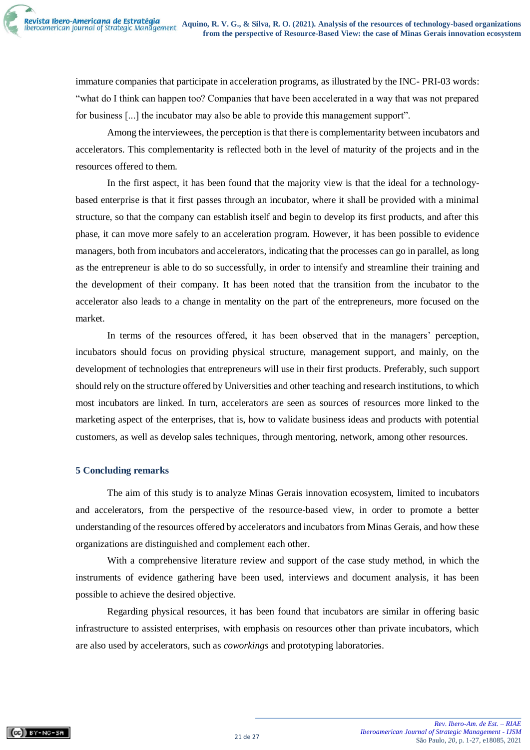immature companies that participate in acceleration programs, as illustrated by the INC- PRI-03 words: “what do I think can happen too? Companies that have been accelerated in a way that was not prepared for business [...] the incubator may also be able to provide this management support”.

Among the interviewees, the perception is that there is complementarity between incubators and accelerators. This complementarity is reflected both in the level of maturity of the projects and in the resources offered to them.

In the first aspect, it has been found that the majority view is that the ideal for a technology-based enterprise is that it first passes through an incubator, where it shall be provided with a minimal structure, so that the company can establish itself and begin to develop its first products, and after this phase, it can move more safely to an acceleration program. However, it has been possible to evidence managers, both from incubators and accelerators, indicating that the processes can go in parallel, as long as the entrepreneur is able to do so successfully, in order to intensify and streamline their training and the development of their company. It has been noted that the transition from the incubator to the accelerator also leads to a change in mentality on the part of the entrepreneurs, more focused on the market.

In terms of the resources offered, it has been observed that in the managers' perception, incubators should focus on providing physical structure, management support, and mainly, on the development of technologies that entrepreneurs will use in their first products. Preferably, such support should rely on the structure offered by Universities and other teaching and research institutions, to which most incubators are linked. In turn, accelerators are seen as sources of resources more linked to the marketing aspect of the enterprises, that is, how to validate business ideas and products with potential customers, as well as develop sales techniques, through mentoring, network, among other resources.

## 5 Concluding remarks

The aim of this study is to analyze Minas Gerais innovation ecosystem, limited to incubators and accelerators, from the perspective of the resource-based view, in order to promote a better understanding of the resources offered by accelerators and incubators from Minas Gerais, and how these organizations are distinguished and complement each other.

With a comprehensive literature review and support of the case study method, in which the instruments of evidence gathering have been used, interviews and document analysis, it has been possible to achieve the desired objective.

Regarding physical resources, it has been found that incubators are similar in offering basic infrastructure to assisted enterprises, with emphasis on resources other than private incubators, which are also used by accelerators, such as *coworkings* and prototyping laboratories.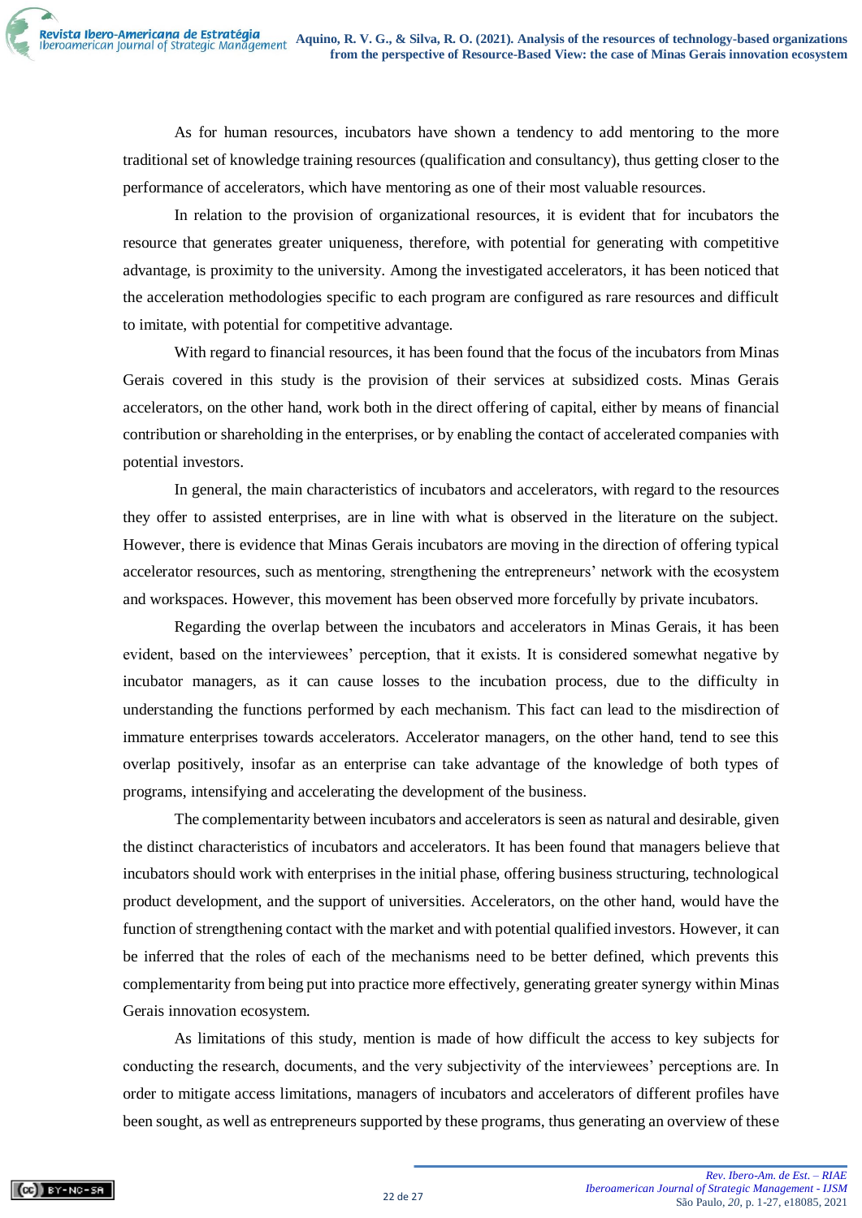As for human resources, incubators have shown a tendency to add mentoring to the more traditional set of knowledge training resources (qualification and consultancy), thus getting closer to the performance of accelerators, which have mentoring as one of their most valuable resources.

In relation to the provision of organizational resources, it is evident that for incubators the resource that generates greater uniqueness, therefore, with potential for generating with competitive advantage, is proximity to the university. Among the investigated accelerators, it has been noticed that the acceleration methodologies specific to each program are configured as rare resources and difficult to imitate, with potential for competitive advantage.

With regard to financial resources, it has been found that the focus of the incubators from Minas Gerais covered in this study is the provision of their services at subsidized costs. Minas Gerais accelerators, on the other hand, work both in the direct offering of capital, either by means of financial contribution or shareholding in the enterprises, or by enabling the contact of accelerated companies with potential investors.

In general, the main characteristics of incubators and accelerators, with regard to the resources they offer to assisted enterprises, are in line with what is observed in the literature on the subject. However, there is evidence that Minas Gerais incubators are moving in the direction of offering typical accelerator resources, such as mentoring, strengthening the entrepreneurs' network with the ecosystem and workspaces. However, this movement has been observed more forcefully by private incubators.

Regarding the overlap between the incubators and accelerators in Minas Gerais, it has been evident, based on the interviewees' perception, that it exists. It is considered somewhat negative by incubator managers, as it can cause losses to the incubation process, due to the difficulty in understanding the functions performed by each mechanism. This fact can lead to the misdirection of immature enterprises towards accelerators. Accelerator managers, on the other hand, tend to see this overlap positively, insofar as an enterprise can take advantage of the knowledge of both types of programs, intensifying and accelerating the development of the business.

The complementarity between incubators and accelerators is seen as natural and desirable, given the distinct characteristics of incubators and accelerators. It has been found that managers believe that incubators should work with enterprises in the initial phase, offering business structuring, technological product development, and the support of universities. Accelerators, on the other hand, would have the function of strengthening contact with the market and with potential qualified investors. However, it can be inferred that the roles of each of the mechanisms need to be better defined, which prevents this complementarity from being put into practice more effectively, generating greater synergy within Minas Gerais innovation ecosystem.

As limitations of this study, mention is made of how difficult the access to key subjects for conducting the research, documents, and the very subjectivity of the interviewees' perceptions are. In order to mitigate access limitations, managers of incubators and accelerators of different profiles have been sought, as well as entrepreneurs supported by these programs, thus generating an overview of these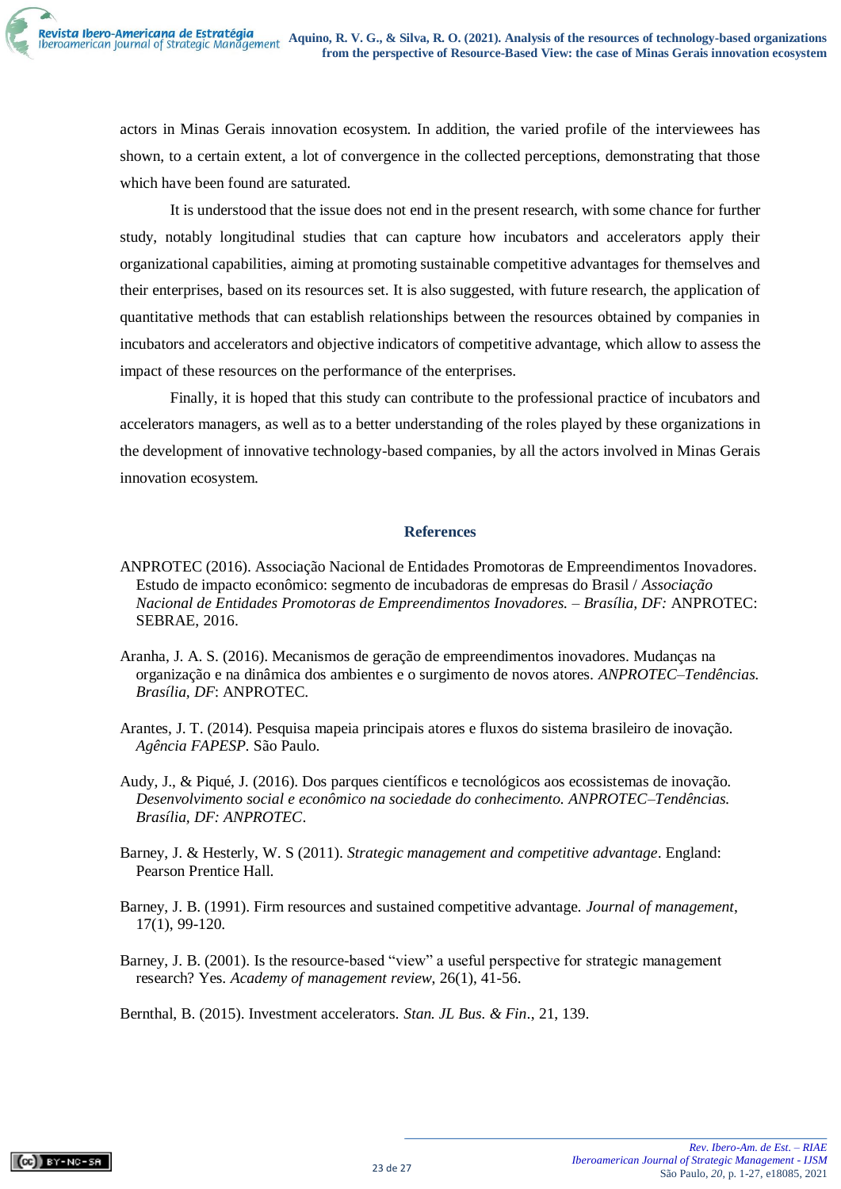actors in Minas Gerais innovation ecosystem. In addition, the varied profile of the interviewees has shown, to a certain extent, a lot of convergence in the collected perceptions, demonstrating that those which have been found are saturated.

It is understood that the issue does not end in the present research, with some chance for further study, notably longitudinal studies that can capture how incubators and accelerators apply their organizational capabilities, aiming at promoting sustainable competitive advantages for themselves and their enterprises, based on its resources set. It is also suggested, with future research, the application of quantitative methods that can establish relationships between the resources obtained by companies in incubators and accelerators and objective indicators of competitive advantage, which allow to assess the impact of these resources on the performance of the enterprises.

Finally, it is hoped that this study can contribute to the professional practice of incubators and accelerators managers, as well as to a better understanding of the roles played by these organizations in the development of innovative technology-based companies, by all the actors involved in Minas Gerais innovation ecosystem.

## References

ANPROTEC (2016). Associação Nacional de Entidades Promotoras de Empreendimentos Inovadores. Estudo de impacto econômico: segmento de incubadoras de empresas do Brasil / *Associação Nacional de Entidades Promotoras de Empreendimentos Inovadores. – Brasília, DF:* ANPROTEC: SEBRAE, 2016.

Aranha, J. A. S. (2016). Mecanismos de geração de empreendimentos inovadores. Mudanças na organização e na dinâmica dos ambientes e o surgimento de novos atores. *ANPROTEC–Tendências. Brasília, DF*: ANPROTEC.

Arantes, J. T. (2014). Pesquisa mapeia principais atores e fluxos do sistema brasileiro de inovação. *Agência FAPESP.* São Paulo.

Audy, J., & Piqué, J. (2016). Dos parques científicos e tecnológicos aos ecossistemas de inovação. *Desenvolvimento social e econômico na sociedade do conhecimento. ANPROTEC–Tendências. Brasília, DF: ANPROTEC*.

Barney, J. & Hesterly, W. S (2011). *Strategic management and competitive advantage*. England: Pearson Prentice Hall.

Barney, J. B. (1991). Firm resources and sustained competitive advantage. *Journal of management*, 17(1), 99-120.

Barney, J. B. (2001). Is the resource-based "view" a useful perspective for strategic management research? Yes. *Academy of management review*, 26(1), 41-56.

Bernthal, B. (2015). Investment accelerators. *Stan. JL Bus. & Fin*., 21, 139.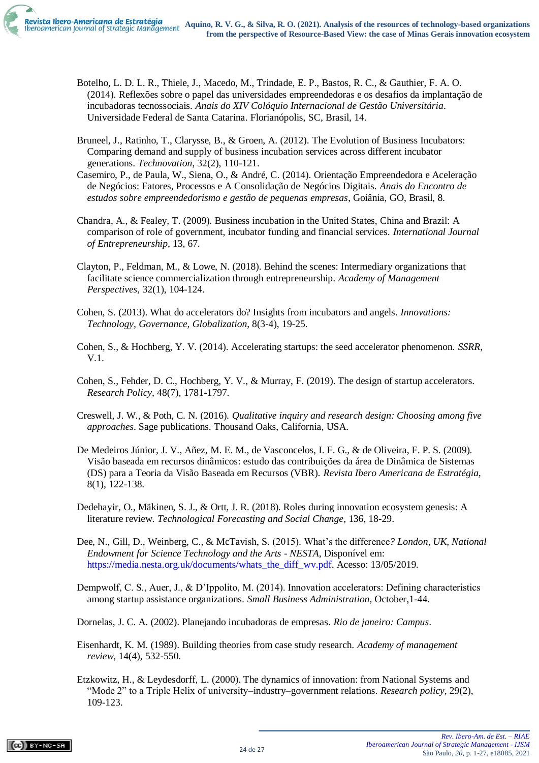Botelho, L. D. L. R., Thiele, J., Macedo, M., Trindade, E. P., Bastos, R. C., & Gauthier, F. A. O. (2014). Reflexões sobre o papel das universidades empreendedoras e os desafios da implantação de incubadoras tecnossociais. *Anais do XIV Colóquio Internacional de Gestão Universitária*. Universidade Federal de Santa Catarina. Florianópolis, SC, Brasil, 14.

Bruneel, J., Ratinho, T., Clarysse, B., & Groen, A. (2012). The Evolution of Business Incubators: Comparing demand and supply of business incubation services across different incubator generations. *Technovation*, 32(2), 110-121.

Casemiro, P., de Paula, W., Siena, O., & André, C. (2014). Orientação Empreendedora e Aceleração de Negócios: Fatores, Processos e A Consolidação de Negócios Digitais. *Anais do Encontro de estudos sobre empreendedorismo e gestão de pequenas empresas*, Goiânia, GO, Brasil, 8.

Chandra, A., & Fealey, T. (2009). Business incubation in the United States, China and Brazil: A comparison of role of government, incubator funding and financial services. *International Journal of Entrepreneurship*, 13, 67.

Clayton, P., Feldman, M., & Lowe, N. (2018). Behind the scenes: Intermediary organizations that facilitate science commercialization through entrepreneurship. *Academy of Management Perspectives*, 32(1), 104-124.

Cohen, S. (2013). What do accelerators do? Insights from incubators and angels. *Innovations: Technology, Governance, Globalization*, 8(3-4), 19-25.

Cohen, S., & Hochberg, Y. V. (2014). Accelerating startups: the seed accelerator phenomenon. *SSRR*, V.1.

Cohen, S., Fehder, D. C., Hochberg, Y. V., & Murray, F. (2019). The design of startup accelerators. *Research Policy*, 48(7), 1781-1797.

Creswell, J. W., & Poth, C. N. (2016). *Qualitative inquiry and research design: Choosing among five approaches*. Sage publications. Thousand Oaks, California, USA.

De Medeiros Júnior, J. V., Añez, M. E. M., de Vasconcelos, I. F. G., & de Oliveira, F. P. S. (2009). Visão baseada em recursos dinâmicos: estudo das contribuições da área de Dinâmica de Sistemas (DS) para a Teoria da Visão Baseada em Recursos (VBR). *Revista Ibero Americana de Estratégia*, 8(1), 122-138.

Dedehayir, O., Mäkinen, S. J., & Ortt, J. R. (2018). Roles during innovation ecosystem genesis: A literature review. *Technological Forecasting and Social Change*, 136, 18-29.

Dee, N., Gill, D., Weinberg, C., & McTavish, S. (2015). What's the difference*? London, UK, National Endowment for Science Technology and the Arts - NESTA*, Disponível em: https://media.nesta.org.uk/documents/whats_the_diff_wv.pdf. Acesso: 13/05/2019.

Dempwolf, C. S., Auer, J., & D'Ippolito, M. (2014). Innovation accelerators: Defining characteristics among startup assistance organizations. *Small Business Administration*, October,1-44.

Dornelas, J. C. A. (2002). Planejando incubadoras de empresas. *Rio de janeiro: Campus*.

Eisenhardt, K. M. (1989). Building theories from case study research. *Academy of management review*, 14(4), 532-550.

Etzkowitz, H., & Leydesdorff, L. (2000). The dynamics of innovation: from National Systems and "Mode 2" to a Triple Helix of university–industry–government relations. *Research policy*, 29(2), 109-123.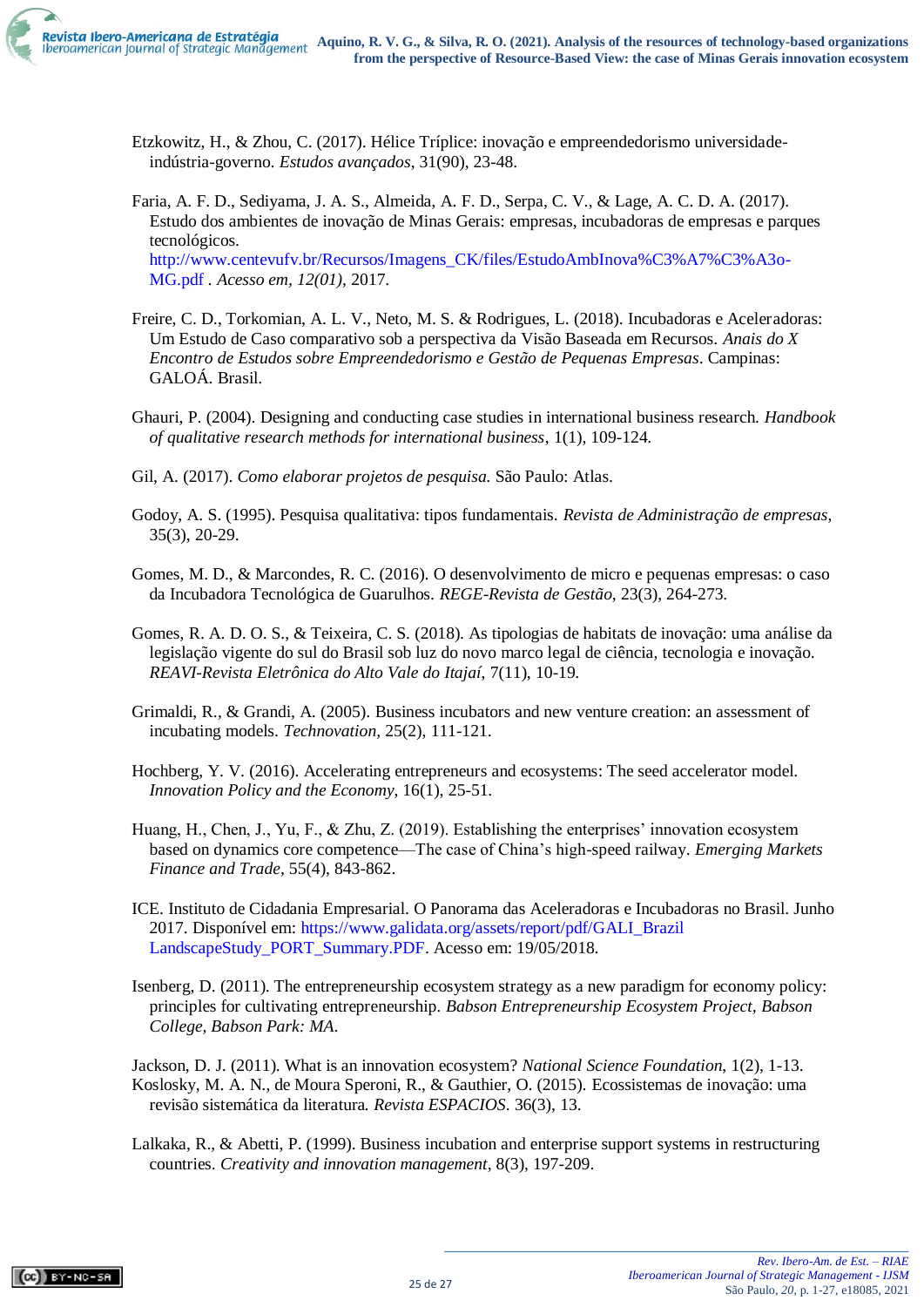Etzkowitz, H., & Zhou, C. (2017). Hélice Tríplice: inovação e empreendedorismo universidade-indústria-governo. *Estudos avançados*, 31(90), 23-48.

Faria, A. F. D., Sediyama, J. A. S., Almeida, A. F. D., Serpa, C. V., & Lage, A. C. D. A. (2017). Estudo dos ambientes de inovação de Minas Gerais: empresas, incubadoras de empresas e parques tecnológicos. http://www.centevufv.br/Recursos/Imagens_CK/files/EstudoAmbInova%C3%A7%C3%A3o-MG.pdf . *Acesso em, 12(01)*, 2017.

Freire, C. D., Torkomian, A. L. V., Neto, M. S. & Rodrigues, L. (2018). Incubadoras e Aceleradoras: Um Estudo de Caso comparativo sob a perspectiva da Visão Baseada em Recursos. *Anais do X Encontro de Estudos sobre Empreendedorismo e Gestão de Pequenas Empresas*. Campinas: GALOÁ. Brasil.

Ghauri, P. (2004). Designing and conducting case studies in international business research. *Handbook of qualitative research methods for international business*, 1(1), 109-124.

Gil, A. (2017). *Como elaborar projetos de pesquisa.* São Paulo: Atlas.

Godoy, A. S. (1995). Pesquisa qualitativa: tipos fundamentais. *Revista de Administração de empresas*, 35(3), 20-29.

Gomes, M. D., & Marcondes, R. C. (2016). O desenvolvimento de micro e pequenas empresas: o caso da Incubadora Tecnológica de Guarulhos. *REGE-Revista de Gestão*, 23(3), 264-273.

Gomes, R. A. D. O. S., & Teixeira, C. S. (2018). As tipologias de habitats de inovação: uma análise da legislação vigente do sul do Brasil sob luz do novo marco legal de ciência, tecnologia e inovação. *REAVI-Revista Eletrônica do Alto Vale do Itajaí*, 7(11), 10-19.

Grimaldi, R., & Grandi, A. (2005). Business incubators and new venture creation: an assessment of incubating models. *Technovation*, 25(2), 111-121.

Hochberg, Y. V. (2016). Accelerating entrepreneurs and ecosystems: The seed accelerator model. *Innovation Policy and the Economy*, 16(1), 25-51.

Huang, H., Chen, J., Yu, F., & Zhu, Z. (2019). Establishing the enterprises' innovation ecosystem based on dynamics core competence—The case of China's high-speed railway. *Emerging Markets Finance and Trade*, 55(4), 843-862.

ICE. Instituto de Cidadania Empresarial. O Panorama das Aceleradoras e Incubadoras no Brasil. Junho 2017. Disponível em: https://www.galidata.org/assets/report/pdf/GALI_Brazil LandscapeStudy_PORT_Summary.PDF. Acesso em: 19/05/2018.

Isenberg, D. (2011). The entrepreneurship ecosystem strategy as a new paradigm for economy policy: principles for cultivating entrepreneurship. *Babson Entrepreneurship Ecosystem Project, Babson College, Babson Park: MA.*

Jackson, D. J. (2011). What is an innovation ecosystem? *National Science Foundation*, 1(2), 1-13.

Koslosky, M. A. N., de Moura Speroni, R., & Gauthier, O. (2015). Ecossistemas de inovação: uma revisão sistemática da literatura. *Revista ESPACIOS*. 36(3), 13.

Lalkaka, R., & Abetti, P. (1999). Business incubation and enterprise support systems in restructuring countries. *Creativity and innovation management*, 8(3), 197-209.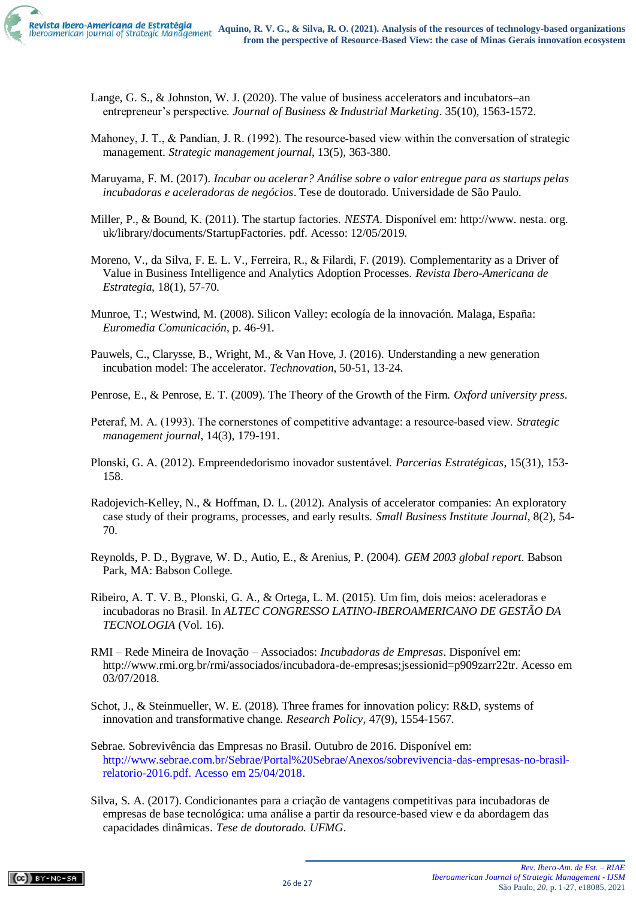Lange, G. S., & Johnston, W. J. (2020). The value of business accelerators and incubators–an entrepreneur's perspective. *Journal of Business & Industrial Marketing*. 35(10), 1563-1572.

Mahoney, J. T., & Pandian, J. R. (1992). The resource-based view within the conversation of strategic management. *Strategic management journal*, 13(5), 363-380.

Maruyama, F. M. (2017). *Incubar ou acelerar? Análise sobre o valor entregue para as startups pelas incubadoras e aceleradoras de negócios*. Tese de doutorado. Universidade de São Paulo.

Miller, P., & Bound, K. (2011). The startup factories. *NESTA*. Disponível em: http://www. nesta. org. uk/library/documents/StartupFactories. pdf. Acesso: 12/05/2019.

Moreno, V., da Silva, F. E. L. V., Ferreira, R., & Filardi, F. (2019). Complementarity as a Driver of Value in Business Intelligence and Analytics Adoption Processes. *Revista Ibero-Americana de Estrategia*, 18(1), 57-70.

Munroe, T.; Westwind, M. (2008). Silicon Valley: ecología de la innovación. Malaga, España: *Euromedia Comunicación*, p. 46-91.

Pauwels, C., Clarysse, B., Wright, M., & Van Hove, J. (2016). Understanding a new generation incubation model: The accelerator. *Technovation*, 50-51, 13-24.

Penrose, E., & Penrose, E. T. (2009). The Theory of the Growth of the Firm. *Oxford university press*.

Peteraf, M. A. (1993). The cornerstones of competitive advantage: a resource-based view. *Strategic management journal*, 14(3), 179-191.

Plonski, G. A. (2012). Empreendedorismo inovador sustentável. *Parcerias Estratégicas*, 15(31), 153-158.

Radojevich-Kelley, N., & Hoffman, D. L. (2012). Analysis of accelerator companies: An exploratory case study of their programs, processes, and early results. *Small Business Institute Journal*, 8(2), 54-70.

Reynolds, P. D., Bygrave, W. D., Autio, E., & Arenius, P. (2004). *GEM 2003 global report*. Babson Park, MA: Babson College.

Ribeiro, A. T. V. B., Plonski, G. A., & Ortega, L. M. (2015). Um fim, dois meios: aceleradoras e incubadoras no Brasil. In *ALTEC CONGRESSO LATINO-IBEROAMERICANO DE GESTÃO DA TECNOLOGIA* (Vol. 16).

RMI – Rede Mineira de Inovação – Associados: *Incubadoras de Empresas*. Disponível em: http://www.rmi.org.br/rmi/associados/incubadora-de-empresas;jsessionid=p909zarr22tr. Acesso em 03/07/2018.

Schot, J., & Steinmueller, W. E. (2018). Three frames for innovation policy: R&D, systems of innovation and transformative change. *Research Policy*, 47(9), 1554-1567.

Sebrae. Sobrevivência das Empresas no Brasil. Outubro de 2016. Disponível em: http://www.sebrae.com.br/Sebrae/Portal%20Sebrae/Anexos/sobrevivencia-das-empresas-no-brasil-relatorio-2016.pdf. Acesso em 25/04/2018.

Silva, S. A. (2017). Condicionantes para a criação de vantagens competitivas para incubadoras de empresas de base tecnológica: uma análise a partir da resource-based view e da abordagem das capacidades dinâmicas. *Tese de doutorado. UFMG*.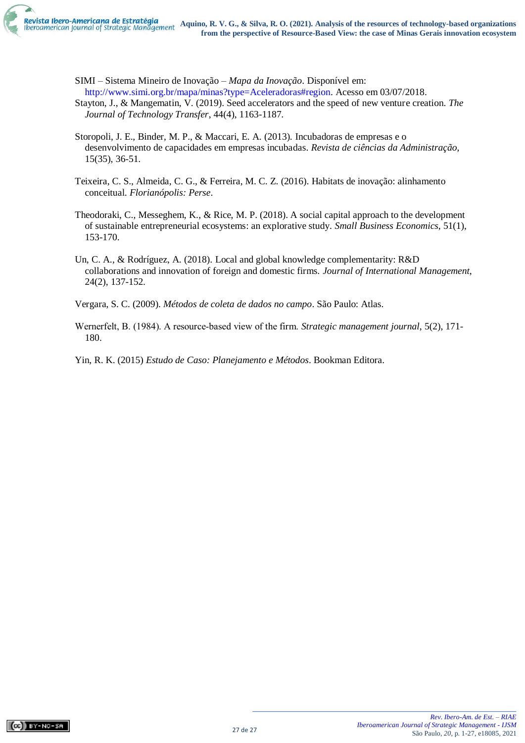SIMI – Sistema Mineiro de Inovação – *Mapa da Inovação*. Disponível em: http://www.simi.org.br/mapa/minas?type=Aceleradoras#region. Acesso em 03/07/2018.

Stayton, J., & Mangematin, V. (2019). Seed accelerators and the speed of new venture creation. *The Journal of Technology Transfer*, 44(4), 1163-1187.

Storopoli, J. E., Binder, M. P., & Maccari, E. A. (2013). Incubadoras de empresas e o desenvolvimento de capacidades em empresas incubadas. *Revista de ciências da Administração*, 15(35), 36-51.

Teixeira, C. S., Almeida, C. G., & Ferreira, M. C. Z. (2016). Habitats de inovação: alinhamento conceitual. *Florianópolis: Perse*.

Theodoraki, C., Messeghem, K., & Rice, M. P. (2018). A social capital approach to the development of sustainable entrepreneurial ecosystems: an explorative study. *Small Business Economics*, 51(1), 153-170.

Un, C. A., & Rodríguez, A. (2018). Local and global knowledge complementarity: R&D collaborations and innovation of foreign and domestic firms. *Journal of International Management*, 24(2), 137-152.

Vergara, S. C. (2009). *Métodos de coleta de dados no campo*. São Paulo: Atlas.

Wernerfelt, B. (1984). A resource-based view of the firm. *Strategic management journal*, 5(2), 171-180.

Yin, R. K. (2015) *Estudo de Caso: Planejamento e Métodos*. Bookman Editora.